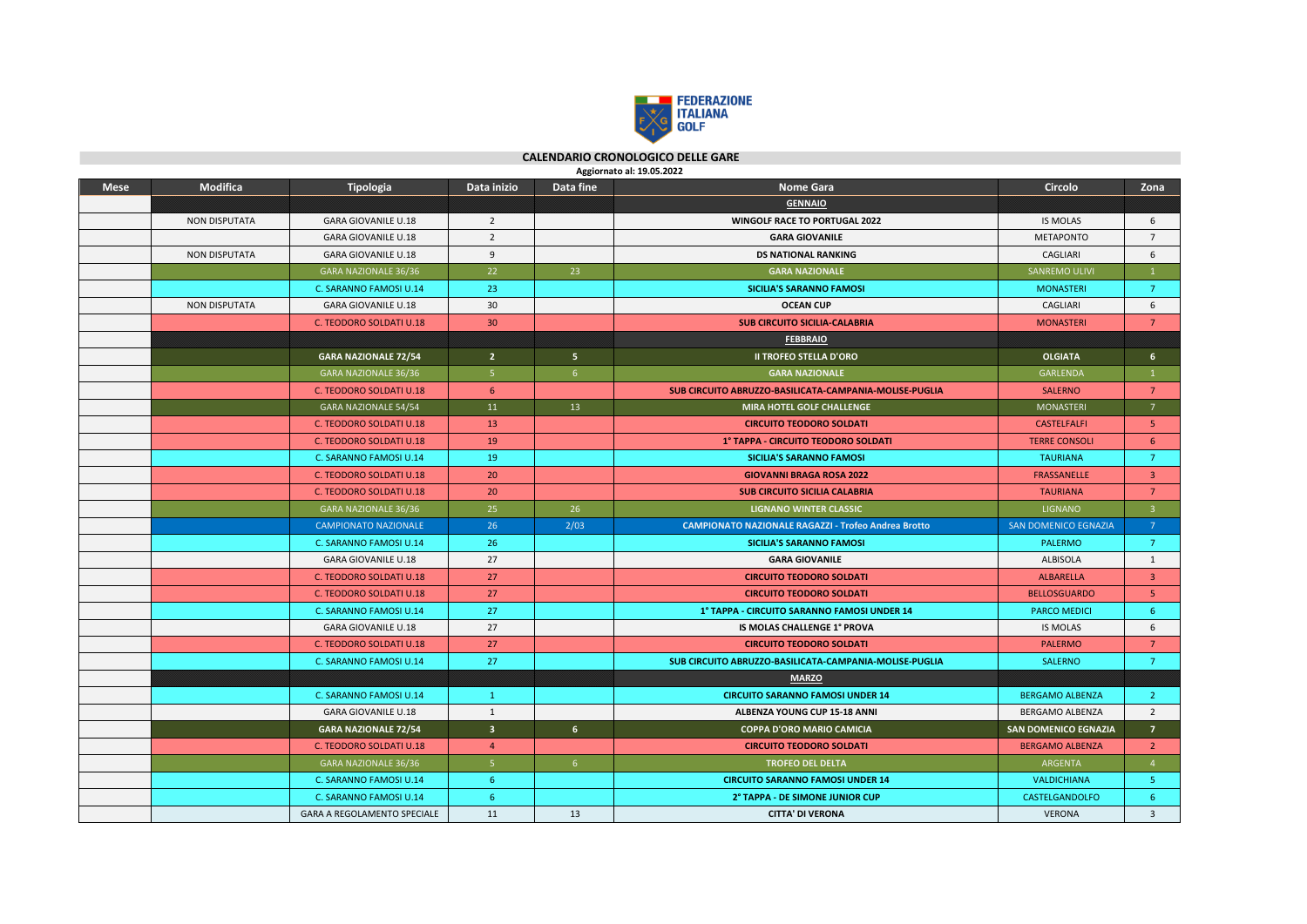FEDERAZIONE ITALIANA GOLF

# CALENDARIO CRONOLOGICO DELLE GARE

Aggiornato al: 19.05.2022

| Mese | Modifica | Tipologia | Data inizio | Data fine | Nome Gara | Circolo | Zona |
|---|---|---|---|---|---|---|---|
| | | | | | **GENNAIO** | | |
| | NON DISPUTATA | GARA GIOVANILE U.18 | 2 | | **WINGOLF RACE TO PORTUGAL 2022** | IS MOLAS | 6 |
| | | GARA GIOVANILE U.18 | 2 | | **GARA GIOVANILE** | METAPONTO | 7 |
| | NON DISPUTATA | GARA GIOVANILE U.18 | 9 | | **DS NATIONAL RANKING** | CAGLIARI | 6 |
| | | GARA NAZIONALE 36/36 | 22 | 23 | **GARA NAZIONALE** | SANREMO ULIVI | 1 |
| | | C. SARANNO FAMOSI U.14 | 23 | | **SICILIA'S SARANNO FAMOSI** | MONASTERI | 7 |
| | NON DISPUTATA | GARA GIOVANILE U.18 | 30 | | **OCEAN CUP** | CAGLIARI | 6 |
| | | C. TEODORO SOLDATI U.18 | 30 | | **SUB CIRCUITO SICILIA-CALABRIA** | MONASTERI | 7 |
| | | | | | **FEBBRAIO** | | |
| | | **GARA NAZIONALE 72/54** | **2** | **5** | **II TROFEO STELLA D'ORO** | **OLGIATA** | **6** |
| | | GARA NAZIONALE 36/36 | 5 | 6 | **GARA NAZIONALE** | GARLENDA | 1 |
| | | C. TEODORO SOLDATI U.18 | 6 | | **SUB CIRCUITO ABRUZZO-BASILICATA-CAMPANIA-MOLISE-PUGLIA** | SALERNO | 7 |
| | | GARA NAZIONALE 54/54 | 11 | 13 | **MIRA HOTEL GOLF CHALLENGE** | MONASTERI | 7 |
| | | C. TEODORO SOLDATI U.18 | 13 | | **CIRCUITO TEODORO SOLDATI** | CASTELFALFI | 5 |
| | | C. TEODORO SOLDATI U.18 | 19 | | **1° TAPPA - CIRCUITO TEODORO SOLDATI** | TERRE CONSOLI | 6 |
| | | C. SARANNO FAMOSI U.14 | 19 | | **SICILIA'S SARANNO FAMOSI** | TAURIANA | 7 |
| | | C. TEODORO SOLDATI U.18 | 20 | | **GIOVANNI BRAGA ROSA 2022** | FRASSANELLE | 3 |
| | | C. TEODORO SOLDATI U.18 | 20 | | **SUB CIRCUITO SICILIA CALABRIA** | TAURIANA | 7 |
| | | GARA NAZIONALE 36/36 | 25 | 26 | **LIGNANO WINTER CLASSIC** | LIGNANO | 3 |
| | | CAMPIONATO NAZIONALE | 26 | 2/03 | **CAMPIONATO NAZIONALE RAGAZZI - Trofeo Andrea Brotto** | SAN DOMENICO EGNAZIA | 7 |
| | | C. SARANNO FAMOSI U.14 | 26 | | **SICILIA'S SARANNO FAMOSI** | PALERMO | 7 |
| | | GARA GIOVANILE U.18 | 27 | | **GARA GIOVANILE** | ALBISOLA | 1 |
| | | C. TEODORO SOLDATI U.18 | 27 | | **CIRCUITO TEODORO SOLDATI** | ALBARELLA | 3 |
| | | C. TEODORO SOLDATI U.18 | 27 | | **CIRCUITO TEODORO SOLDATI** | BELLOSGUARDO | 5 |
| | | C. SARANNO FAMOSI U.14 | 27 | | **1° TAPPA - CIRCUITO SARANNO FAMOSI UNDER 14** | PARCO MEDICI | 6 |
| | | GARA GIOVANILE U.18 | 27 | | **IS MOLAS CHALLENGE 1° PROVA** | IS MOLAS | 6 |
| | | C. TEODORO SOLDATI U.18 | 27 | | **CIRCUITO TEODORO SOLDATI** | PALERMO | 7 |
| | | C. SARANNO FAMOSI U.14 | 27 | | **SUB CIRCUITO ABRUZZO-BASILICATA-CAMPANIA-MOLISE-PUGLIA** | SALERNO | 7 |
| | | | | | **MARZO** | | |
| | | C. SARANNO FAMOSI U.14 | 1 | | **CIRCUITO SARANNO FAMOSI UNDER 14** | BERGAMO ALBENZA | 2 |
| | | GARA GIOVANILE U.18 | 1 | | **ALBENZA YOUNG CUP 15-18 ANNI** | BERGAMO ALBENZA | 2 |
| | | **GARA NAZIONALE 72/54** | **3** | **6** | **COPPA D'ORO MARIO CAMICIA** | **SAN DOMENICO EGNAZIA** | **7** |
| | | C. TEODORO SOLDATI U.18 | 4 | | **CIRCUITO TEODORO SOLDATI** | BERGAMO ALBENZA | 2 |
| | | GARA NAZIONALE 36/36 | 5 | 6 | **TROFEO DEL DELTA** | ARGENTA | 4 |
| | | C. SARANNO FAMOSI U.14 | 6 | | **CIRCUITO SARANNO FAMOSI UNDER 14** | VALDICHIANA | 5 |
| | | C. SARANNO FAMOSI U.14 | 6 | | **2° TAPPA - DE SIMONE JUNIOR CUP** | CASTELGANDOLFO | 6 |
| | | GARA A REGOLAMENTO SPECIALE | 11 | 13 | **CITTA' DI VERONA** | VERONA | 3 |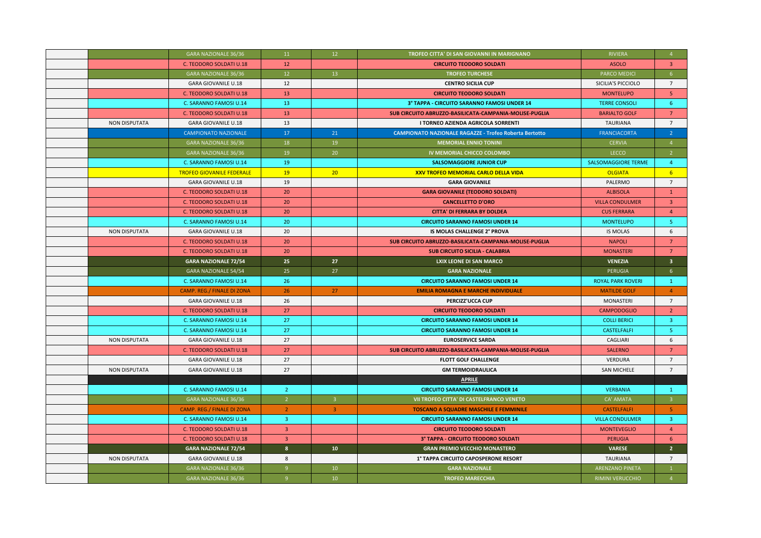| | | | | | | | |
|---|---|---|---|---|---|---|---|
| | | GARA NAZIONALE 36/36 | 11 | 12 | TROFEO CITTA' DI SAN GIOVANNI IN MARIGNANO | RIVIERA | 4 |
| | | C. TEODORO SOLDATI U.18 | 12 | | CIRCUITO TEODORO SOLDATI | ASOLO | 3 |
| | | GARA NAZIONALE 36/36 | 12 | 13 | TROFEO TURCHESE | PARCO MEDICI | 6 |
| | | GARA GIOVANILE U.18 | 12 | | CENTRO SICILIA CUP | SICILIA'S PICCIOLO | 7 |
| | | C. TEODORO SOLDATI U.18 | 13 | | CIRCUITO TEODORO SOLDATI | MONTELUPO | 5 |
| | | C. SARANNO FAMOSI U.14 | 13 | | 3° TAPPA - CIRCUITO SARANNO FAMOSI UNDER 14 | TERRE CONSOLI | 6 |
| | | C. TEODORO SOLDATI U.18 | 13 | | SUB CIRCUITO ABRUZZO-BASILICATA-CAMPANIA-MOLISE-PUGLIA | BARIALTO GOLF | 7 |
| | NON DISPUTATA | GARA GIOVANILE U.18 | 13 | | I TORNEO AZIENDA AGRICOLA SORRENTI | TAURIANA | 7 |
| | | CAMPIONATO NAZIONALE | 17 | 21 | CAMPIONATO NAZIONALE RAGAZZE - Trofeo Roberta Bertotto | FRANCIACORTA | 2 |
| | | GARA NAZIONALE 36/36 | 18 | 19 | MEMORIAL ENNIO TONINI | CERVIA | 4 |
| | | GARA NAZIONALE 36/36 | 19 | 20 | IV MEMORIAL CHICCO COLOMBO | LECCO | 2 |
| | | C. SARANNO FAMOSI U.14 | 19 | | SALSOMAGGIORE JUNIOR CUP | SALSOMAGGIORE TERME | 4 |
| | | TROFEO GIOVANILE FEDERALE | 19 | 20 | XXV TROFEO MEMORIAL CARLO DELLA VIDA | OLGIATA | 6 |
| | | GARA GIOVANILE U.18 | 19 | | GARA GIOVANILE | PALERMO | 7 |
| | | C. TEODORO SOLDATI U.18 | 20 | | GARA GIOVANILE (TEODORO SOLDATI) | ALBISOLA | 1 |
| | | C. TEODORO SOLDATI U.18 | 20 | | CANCELLETTO D'ORO | VILLA CONDULMER | 3 |
| | | C. TEODORO SOLDATI U.18 | 20 | | CITTA' DI FERRARA BY DOLDEA | CUS FERRARA | 4 |
| | | C. SARANNO FAMOSI U.14 | 20 | | CIRCUITO SARANNO FAMOSI UNDER 14 | MONTELUPO | 5 |
| | NON DISPUTATA | GARA GIOVANILE U.18 | 20 | | IS MOLAS CHALLENGE 2° PROVA | IS MOLAS | 6 |
| | | C. TEODORO SOLDATI U.18 | 20 | | SUB CIRCUITO ABRUZZO-BASILICATA-CAMPANIA-MOLISE-PUGLIA | NAPOLI | 7 |
| | | C. TEODORO SOLDATI U.18 | 20 | | SUB CIRCUITO SICILIA - CALABRIA | MONASTERI | 7 |
| | | GARA NAZIONALE 72/54 | 25 | 27 | LXIX LEONE DI SAN MARCO | VENEZIA | 3 |
| | | GARA NAZIONALE 54/54 | 25 | 27 | GARA NAZIONALE | PERUGIA | 6 |
| | | C. SARANNO FAMOSI U.14 | 26 | | CIRCUITO SARANNO FAMOSI UNDER 14 | ROYAL PARK ROVERI | 1 |
| | | CAMP. REG./ FINALE DI ZONA | 26 | 27 | EMILIA ROMAGNA E MARCHE INDIVIDUALE | MATILDE GOLF | 4 |
| | | GARA GIOVANILE U.18 | 26 | | PERCIZZ'UCCA CUP | MONASTERI | 7 |
| | | C. TEODORO SOLDATI U.18 | 27 | | CIRCUITO TEODORO SOLDATI | CAMPODOGLIO | 2 |
| | | C. SARANNO FAMOSI U.14 | 27 | | CIRCUITO SARANNO FAMOSI UNDER 14 | COLLI BERICI | 3 |
| | | C. SARANNO FAMOSI U.14 | 27 | | CIRCUITO SARANNO FAMOSI UNDER 14 | CASTELFALFI | 5 |
| | NON DISPUTATA | GARA GIOVANILE U.18 | 27 | | EUROSERVICE SARDA | CAGLIARI | 6 |
| | | C. TEODORO SOLDATI U.18 | 27 | | SUB CIRCUITO ABRUZZO-BASILICATA-CAMPANIA-MOLISE-PUGLIA | SALERNO | 7 |
| | | GARA GIOVANILE U.18 | 27 | | FLOTT GOLF CHALLENGE | VERDURA | 7 |
| | NON DISPUTATA | GARA GIOVANILE U.18 | 27 | | GM TERMOIDRAULICA | SAN MICHELE | 7 |
| | | | | | APRILE | | |
| | | C. SARANNO FAMOSI U.14 | 2 | | CIRCUITO SARANNO FAMOSI UNDER 14 | VERBANIA | 1 |
| | | GARA NAZIONALE 36/36 | 2 | 3 | VII TROFEO CITTA' DI CASTELFRANCO VENETO | CA' AMATA | 3 |
| | | CAMP. REG./ FINALE DI ZONA | 2 | 3 | TOSCANO A SQUADRE MASCHILE E FEMMINILE | CASTELFALFI | 5 |
| | | C. SARANNO FAMOSI U.14 | 3 | | CIRCUITO SARANNO FAMOSI UNDER 14 | VILLA CONDULMER | 3 |
| | | C. TEODORO SOLDATI U.18 | 3 | | CIRCUITO TEODORO SOLDATI | MONTEVEGLIO | 4 |
| | | C. TEODORO SOLDATI U.18 | 3 | | 3° TAPPA - CIRCUITO TEODORO SOLDATI | PERUGIA | 6 |
| | | GARA NAZIONALE 72/54 | 8 | 10 | GRAN PREMIO VECCHIO MONASTERO | VARESE | 2 |
| | NON DISPUTATA | GARA GIOVANILE U.18 | 8 | | 1° TAPPA CIRCUITO CAPOSPERONE RESORT | TAURIANA | 7 |
| | | GARA NAZIONALE 36/36 | 9 | 10 | GARA NAZIONALE | ARENZANO PINETA | 1 |
| | | GARA NAZIONALE 36/36 | 9 | 10 | TROFEO MARECCHIA | RIMINI VERUCCHIO | 4 |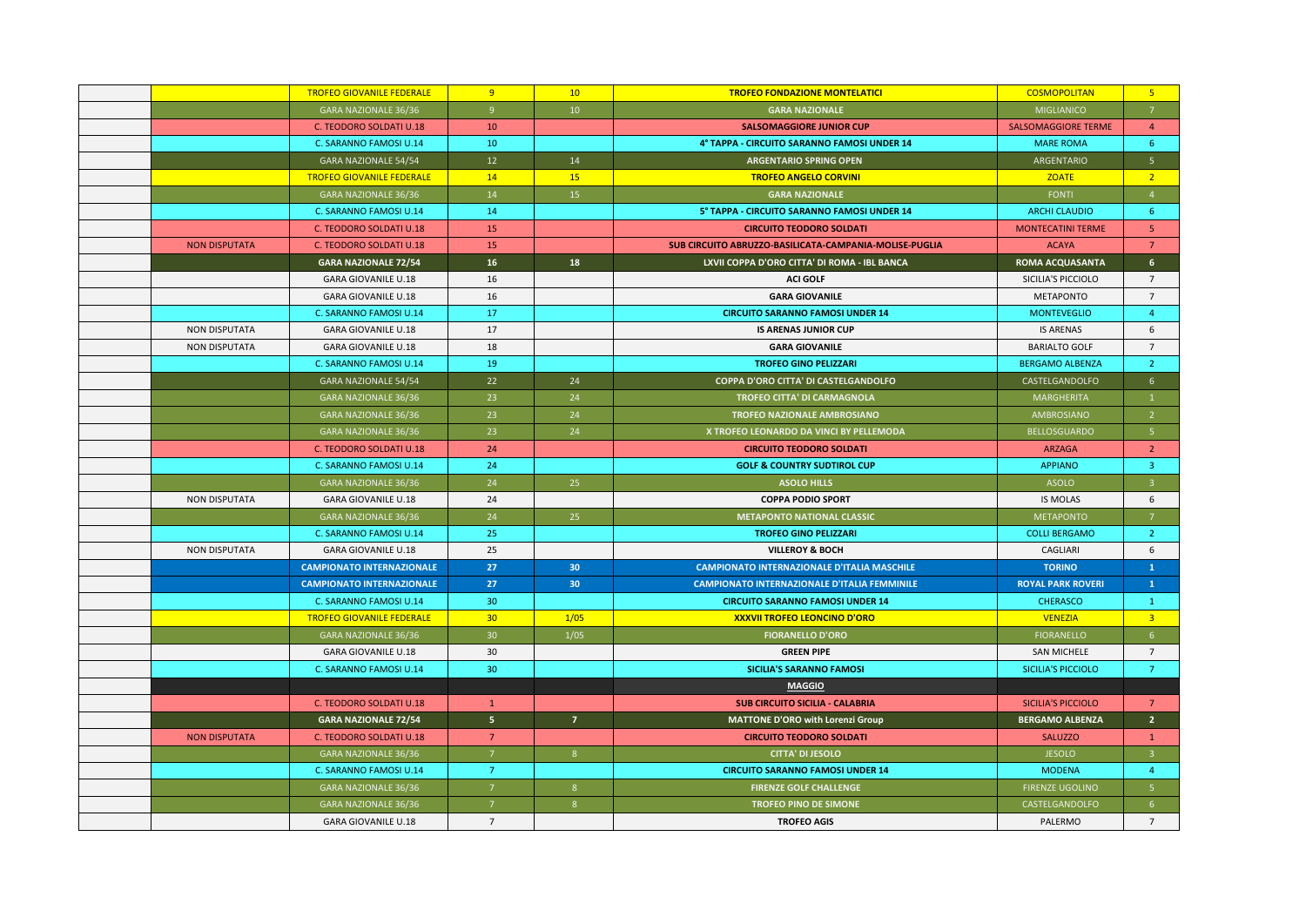| | | | | | | | |
|---|---|---|---|---|---|---|---|
| | | TROFEO GIOVANILE FEDERALE | 9 | 10 | **TROFEO FONDAZIONE MONTELATICI** | COSMOPOLITAN | 5 |
| | | GARA NAZIONALE 36/36 | 9 | 10 | **GARA NAZIONALE** | MIGLIANICO | 7 |
| | | C. TEODORO SOLDATI U.18 | 10 | | **SALSOMAGGIORE JUNIOR CUP** | SALSOMAGGIORE TERME | 4 |
| | | C. SARANNO FAMOSI U.14 | 10 | | **4° TAPPA - CIRCUITO SARANNO FAMOSI UNDER 14** | MARE ROMA | 6 |
| | | GARA NAZIONALE 54/54 | 12 | 14 | **ARGENTARIO SPRING OPEN** | ARGENTARIO | 5 |
| | | TROFEO GIOVANILE FEDERALE | 14 | 15 | **TROFEO ANGELO CORVINI** | ZOATE | 2 |
| | | GARA NAZIONALE 36/36 | 14 | 15 | **GARA NAZIONALE** | FONTI | 4 |
| | | C. SARANNO FAMOSI U.14 | 14 | | **5° TAPPA - CIRCUITO SARANNO FAMOSI UNDER 14** | ARCHI CLAUDIO | 6 |
| | | C. TEODORO SOLDATI U.18 | 15 | | **CIRCUITO TEODORO SOLDATI** | MONTECATINI TERME | 5 |
| | NON DISPUTATA | C. TEODORO SOLDATI U.18 | 15 | | **SUB CIRCUITO ABRUZZO-BASILICATA-CAMPANIA-MOLISE-PUGLIA** | ACAYA | 7 |
| | | **GARA NAZIONALE 72/54** | **16** | **18** | **LXVII COPPA D'ORO CITTA' DI ROMA - IBL BANCA** | **ROMA ACQUASANTA** | **6** |
| | | GARA GIOVANILE U.18 | 16 | | **ACI GOLF** | SICILIA'S PICCIOLO | 7 |
| | | GARA GIOVANILE U.18 | 16 | | **GARA GIOVANILE** | METAPONTO | 7 |
| | | C. SARANNO FAMOSI U.14 | 17 | | **CIRCUITO SARANNO FAMOSI UNDER 14** | MONTEVEGLIO | 4 |
| | NON DISPUTATA | GARA GIOVANILE U.18 | 17 | | **IS ARENAS JUNIOR CUP** | IS ARENAS | 6 |
| | NON DISPUTATA | GARA GIOVANILE U.18 | 18 | | **GARA GIOVANILE** | BARIALTO GOLF | 7 |
| | | C. SARANNO FAMOSI U.14 | 19 | | **TROFEO GINO PELIZZARI** | BERGAMO ALBENZA | 2 |
| | | GARA NAZIONALE 54/54 | 22 | 24 | **COPPA D'ORO CITTA' DI CASTELGANDOLFO** | CASTELGANDOLFO | 6 |
| | | GARA NAZIONALE 36/36 | 23 | 24 | **TROFEO CITTA' DI CARMAGNOLA** | MARGHERITA | 1 |
| | | GARA NAZIONALE 36/36 | 23 | 24 | **TROFEO NAZIONALE AMBROSIANO** | AMBROSIANO | 2 |
| | | GARA NAZIONALE 36/36 | 23 | 24 | **X TROFEO LEONARDO DA VINCI BY PELLEMODA** | BELLOSGUARDO | 5 |
| | | C. TEODORO SOLDATI U.18 | 24 | | **CIRCUITO TEODORO SOLDATI** | ARZAGA | 2 |
| | | C. SARANNO FAMOSI U.14 | 24 | | **GOLF & COUNTRY SUDTIROL CUP** | APPIANO | 3 |
| | | GARA NAZIONALE 36/36 | 24 | 25 | **ASOLO HILLS** | ASOLO | 3 |
| | NON DISPUTATA | GARA GIOVANILE U.18 | 24 | | **COPPA PODIO SPORT** | IS MOLAS | 6 |
| | | GARA NAZIONALE 36/36 | 24 | 25 | **METAPONTO NATIONAL CLASSIC** | METAPONTO | 7 |
| | | C. SARANNO FAMOSI U.14 | 25 | | **TROFEO GINO PELIZZARI** | COLLI BERGAMO | 2 |
| | NON DISPUTATA | GARA GIOVANILE U.18 | 25 | | **VILLEROY & BOCH** | CAGLIARI | 6 |
| | | **CAMPIONATO INTERNAZIONALE** | **27** | **30** | **CAMPIONATO INTERNAZIONALE D'ITALIA MASCHILE** | **TORINO** | **1** |
| | | **CAMPIONATO INTERNAZIONALE** | **27** | **30** | **CAMPIONATO INTERNAZIONALE D'ITALIA FEMMINILE** | **ROYAL PARK ROVERI** | **1** |
| | | C. SARANNO FAMOSI U.14 | 30 | | **CIRCUITO SARANNO FAMOSI UNDER 14** | CHERASCO | 1 |
| | | TROFEO GIOVANILE FEDERALE | 30 | 1/05 | **XXXVII TROFEO LEONCINO D'ORO** | VENEZIA | 3 |
| | | GARA NAZIONALE 36/36 | 30 | 1/05 | **FIORANELLO D'ORO** | FIORANELLO | 6 |
| | | GARA GIOVANILE U.18 | 30 | | **GREEN PIPE** | SAN MICHELE | 7 |
| | | C. SARANNO FAMOSI U.14 | 30 | | **SICILIA'S SARANNO FAMOSI** | SICILIA'S PICCIOLO | 7 |
| | | | | | **MAGGIO** | | |
| | | C. TEODORO SOLDATI U.18 | 1 | | **SUB CIRCUITO SICILIA - CALABRIA** | SICILIA'S PICCIOLO | 7 |
| | | **GARA NAZIONALE 72/54** | **5** | **7** | **MATTONE D'ORO with Lorenzi Group** | **BERGAMO ALBENZA** | **2** |
| | NON DISPUTATA | C. TEODORO SOLDATI U.18 | 7 | | **CIRCUITO TEODORO SOLDATI** | SALUZZO | 1 |
| | | GARA NAZIONALE 36/36 | 7 | 8 | **CITTA' DI JESOLO** | JESOLO | 3 |
| | | C. SARANNO FAMOSI U.14 | 7 | | **CIRCUITO SARANNO FAMOSI UNDER 14** | MODENA | 4 |
| | | GARA NAZIONALE 36/36 | 7 | 8 | **FIRENZE GOLF CHALLENGE** | FIRENZE UGOLINO | 5 |
| | | GARA NAZIONALE 36/36 | 7 | 8 | **TROFEO PINO DE SIMONE** | CASTELGANDOLFO | 6 |
| | | GARA GIOVANILE U.18 | 7 | | **TROFEO AGIS** | PALERMO | 7 |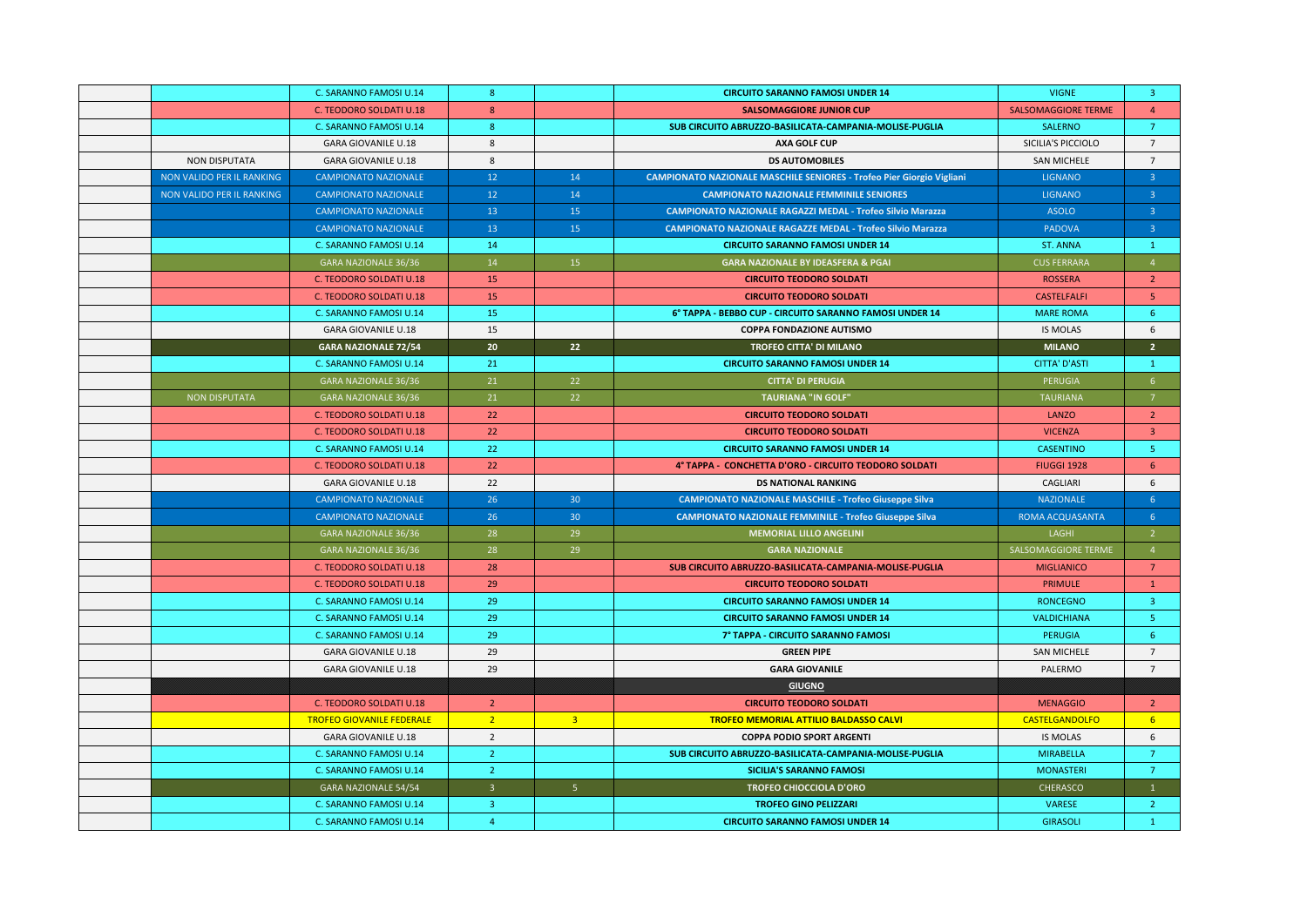| | | | | | | | |
|---|---|---|---|---|---|---|---|
| | | C. SARANNO FAMOSI U.14 | 8 | | **CIRCUITO SARANNO FAMOSI UNDER 14** | VIGNE | 3 |
| | | C. TEODORO SOLDATI U.18 | 8 | | **SALSOMAGGIORE JUNIOR CUP** | SALSOMAGGIORE TERME | 4 |
| | | C. SARANNO FAMOSI U.14 | 8 | | **SUB CIRCUITO ABRUZZO-BASILICATA-CAMPANIA-MOLISE-PUGLIA** | SALERNO | 7 |
| | | GARA GIOVANILE U.18 | 8 | | **AXA GOLF CUP** | SICILIA'S PICCIOLO | 7 |
| | NON DISPUTATA | GARA GIOVANILE U.18 | 8 | | **DS AUTOMOBILES** | SAN MICHELE | 7 |
| | NON VALIDO PER IL RANKING | CAMPIONATO NAZIONALE | 12 | 14 | **CAMPIONATO NAZIONALE MASCHILE SENIORES - Trofeo Pier Giorgio Vigliani** | LIGNANO | 3 |
| | NON VALIDO PER IL RANKING | CAMPIONATO NAZIONALE | 12 | 14 | **CAMPIONATO NAZIONALE FEMMINILE SENIORES** | LIGNANO | 3 |
| | | CAMPIONATO NAZIONALE | 13 | 15 | **CAMPIONATO NAZIONALE RAGAZZI MEDAL - Trofeo Silvio Marazza** | ASOLO | 3 |
| | | CAMPIONATO NAZIONALE | 13 | 15 | **CAMPIONATO NAZIONALE RAGAZZE MEDAL - Trofeo Silvio Marazza** | PADOVA | 3 |
| | | C. SARANNO FAMOSI U.14 | 14 | | **CIRCUITO SARANNO FAMOSI UNDER 14** | ST. ANNA | 1 |
| | | GARA NAZIONALE 36/36 | 14 | 15 | **GARA NAZIONALE BY IDEASFERA & PGAI** | CUS FERRARA | 4 |
| | | C. TEODORO SOLDATI U.18 | 15 | | **CIRCUITO TEODORO SOLDATI** | ROSSERA | 2 |
| | | C. TEODORO SOLDATI U.18 | 15 | | **CIRCUITO TEODORO SOLDATI** | CASTELFALFI | 5 |
| | | C. SARANNO FAMOSI U.14 | 15 | | **6° TAPPA - BEBBO CUP - CIRCUITO SARANNO FAMOSI UNDER 14** | MARE ROMA | 6 |
| | | GARA GIOVANILE U.18 | 15 | | **COPPA FONDAZIONE AUTISMO** | IS MOLAS | 6 |
| | | **GARA NAZIONALE 72/54** | **20** | **22** | **TROFEO CITTA' DI MILANO** | **MILANO** | **2** |
| | | C. SARANNO FAMOSI U.14 | 21 | | **CIRCUITO SARANNO FAMOSI UNDER 14** | CITTA' D'ASTI | 1 |
| | | GARA NAZIONALE 36/36 | 21 | 22 | **CITTA' DI PERUGIA** | PERUGIA | 6 |
| | NON DISPUTATA | GARA NAZIONALE 36/36 | 21 | 22 | **TAURIANA "IN GOLF"** | TAURIANA | 7 |
| | | C. TEODORO SOLDATI U.18 | 22 | | **CIRCUITO TEODORO SOLDATI** | LANZO | 2 |
| | | C. TEODORO SOLDATI U.18 | 22 | | **CIRCUITO TEODORO SOLDATI** | VICENZA | 3 |
| | | C. SARANNO FAMOSI U.14 | 22 | | **CIRCUITO SARANNO FAMOSI UNDER 14** | CASENTINO | 5 |
| | | C. TEODORO SOLDATI U.18 | 22 | | **4° TAPPA - CONCHETTA D'ORO - CIRCUITO TEODORO SOLDATI** | FIUGGI 1928 | 6 |
| | | GARA GIOVANILE U.18 | 22 | | **DS NATIONAL RANKING** | CAGLIARI | 6 |
| | | CAMPIONATO NAZIONALE | 26 | 30 | **CAMPIONATO NAZIONALE MASCHILE - Trofeo Giuseppe Silva** | NAZIONALE | 6 |
| | | CAMPIONATO NAZIONALE | 26 | 30 | **CAMPIONATO NAZIONALE FEMMINILE - Trofeo Giuseppe Silva** | ROMA ACQUASANTA | 6 |
| | | GARA NAZIONALE 36/36 | 28 | 29 | **MEMORIAL LILLO ANGELINI** | LAGHI | 2 |
| | | GARA NAZIONALE 36/36 | 28 | 29 | **GARA NAZIONALE** | SALSOMAGGIORE TERME | 4 |
| | | C. TEODORO SOLDATI U.18 | 28 | | **SUB CIRCUITO ABRUZZO-BASILICATA-CAMPANIA-MOLISE-PUGLIA** | MIGLIANICO | 7 |
| | | C. TEODORO SOLDATI U.18 | 29 | | **CIRCUITO TEODORO SOLDATI** | PRIMULE | 1 |
| | | C. SARANNO FAMOSI U.14 | 29 | | **CIRCUITO SARANNO FAMOSI UNDER 14** | RONCEGNO | 3 |
| | | C. SARANNO FAMOSI U.14 | 29 | | **CIRCUITO SARANNO FAMOSI UNDER 14** | VALDICHIANA | 5 |
| | | C. SARANNO FAMOSI U.14 | 29 | | **7° TAPPA - CIRCUITO SARANNO FAMOSI** | PERUGIA | 6 |
| | | GARA GIOVANILE U.18 | 29 | | **GREEN PIPE** | SAN MICHELE | 7 |
| | | GARA GIOVANILE U.18 | 29 | | **GARA GIOVANILE** | PALERMO | 7 |
| | | | | | **GIUGNO** | | |
| | | C. TEODORO SOLDATI U.18 | 2 | | **CIRCUITO TEODORO SOLDATI** | MENAGGIO | 2 |
| | | TROFEO GIOVANILE FEDERALE | 2 | 3 | **TROFEO MEMORIAL ATTILIO BALDASSO CALVI** | CASTELGANDOLFO | 6 |
| | | GARA GIOVANILE U.18 | 2 | | **COPPA PODIO SPORT ARGENTI** | IS MOLAS | 6 |
| | | C. SARANNO FAMOSI U.14 | 2 | | **SUB CIRCUITO ABRUZZO-BASILICATA-CAMPANIA-MOLISE-PUGLIA** | MIRABELLA | 7 |
| | | C. SARANNO FAMOSI U.14 | 2 | | **SICILIA'S SARANNO FAMOSI** | MONASTERI | 7 |
| | | GARA NAZIONALE 54/54 | 3 | 5 | **TROFEO CHIOCCIOLA D'ORO** | CHERASCO | 1 |
| | | C. SARANNO FAMOSI U.14 | 3 | | **TROFEO GINO PELIZZARI** | VARESE | 2 |
| | | C. SARANNO FAMOSI U.14 | 4 | | **CIRCUITO SARANNO FAMOSI UNDER 14** | GIRASOLI | 1 |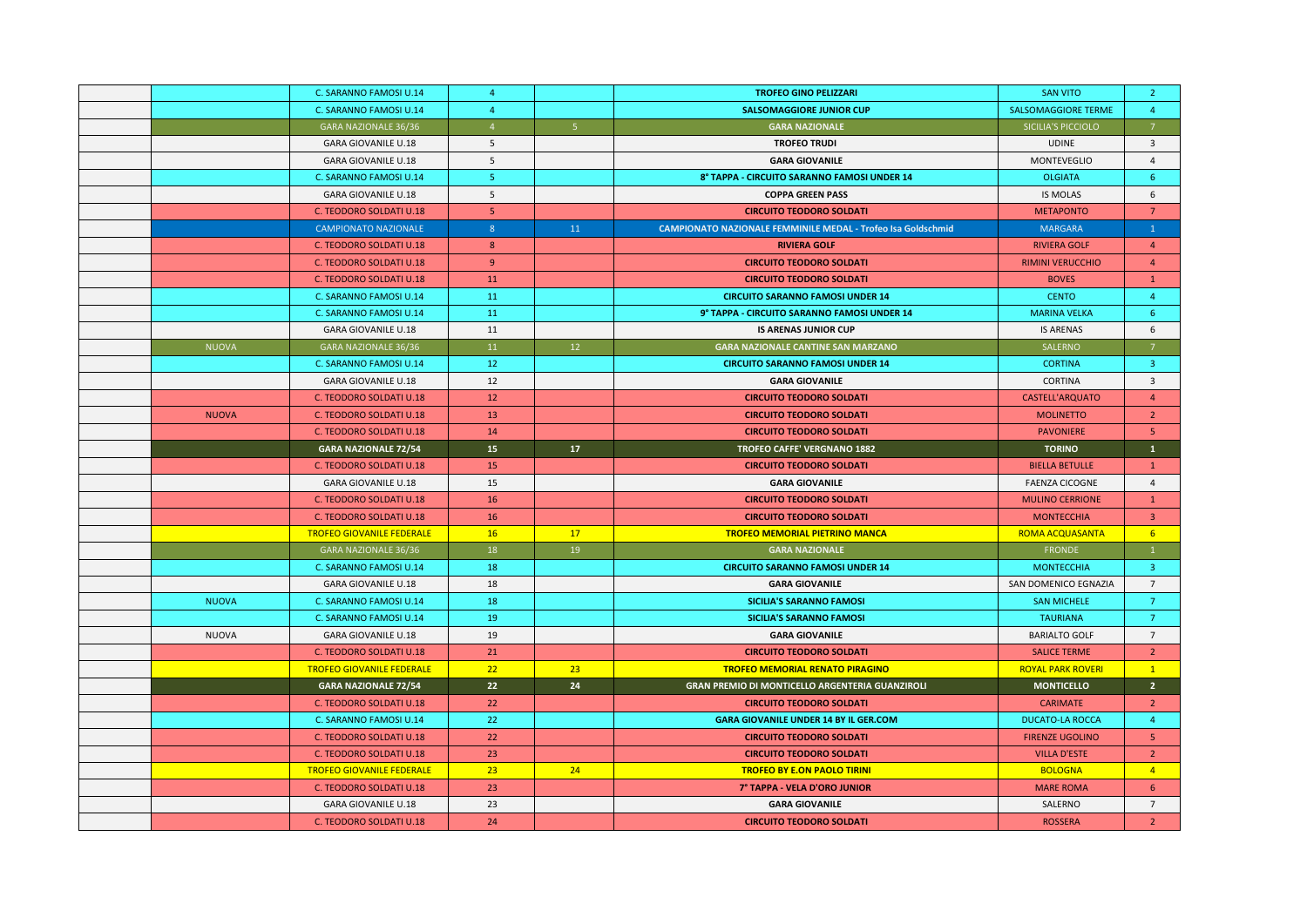| | | | | | | | |
|---|---|---|---|---|---|---|---|
| | | C. SARANNO FAMOSI U.14 | 4 | | **TROFEO GINO PELIZZARI** | SAN VITO | 2 |
| | | C. SARANNO FAMOSI U.14 | 4 | | **SALSOMAGGIORE JUNIOR CUP** | SALSOMAGGIORE TERME | 4 |
| | | GARA NAZIONALE 36/36 | 4 | 5 | **GARA NAZIONALE** | SICILIA'S PICCIOLO | 7 |
| | | GARA GIOVANILE U.18 | 5 | | **TROFEO TRUDI** | UDINE | 3 |
| | | GARA GIOVANILE U.18 | 5 | | **GARA GIOVANILE** | MONTEVEGLIO | 4 |
| | | C. SARANNO FAMOSI U.14 | 5 | | **8° TAPPA - CIRCUITO SARANNO FAMOSI UNDER 14** | OLGIATA | 6 |
| | | GARA GIOVANILE U.18 | 5 | | **COPPA GREEN PASS** | IS MOLAS | 6 |
| | | C. TEODORO SOLDATI U.18 | 5 | | **CIRCUITO TEODORO SOLDATI** | METAPONTO | 7 |
| | | CAMPIONATO NAZIONALE | 8 | 11 | **CAMPIONATO NAZIONALE FEMMINILE MEDAL - Trofeo Isa Goldschmid** | MARGARA | 1 |
| | | C. TEODORO SOLDATI U.18 | 8 | | **RIVIERA GOLF** | RIVIERA GOLF | 4 |
| | | C. TEODORO SOLDATI U.18 | 9 | | **CIRCUITO TEODORO SOLDATI** | RIMINI VERUCCHIO | 4 |
| | | C. TEODORO SOLDATI U.18 | 11 | | **CIRCUITO TEODORO SOLDATI** | BOVES | 1 |
| | | C. SARANNO FAMOSI U.14 | 11 | | **CIRCUITO SARANNO FAMOSI UNDER 14** | CENTO | 4 |
| | | C. SARANNO FAMOSI U.14 | 11 | | **9° TAPPA - CIRCUITO SARANNO FAMOSI UNDER 14** | MARINA VELKA | 6 |
| | | GARA GIOVANILE U.18 | 11 | | **IS ARENAS JUNIOR CUP** | IS ARENAS | 6 |
| | NUOVA | GARA NAZIONALE 36/36 | 11 | 12 | **GARA NAZIONALE CANTINE SAN MARZANO** | SALERNO | 7 |
| | | C. SARANNO FAMOSI U.14 | 12 | | **CIRCUITO SARANNO FAMOSI UNDER 14** | CORTINA | 3 |
| | | GARA GIOVANILE U.18 | 12 | | **GARA GIOVANILE** | CORTINA | 3 |
| | | C. TEODORO SOLDATI U.18 | 12 | | **CIRCUITO TEODORO SOLDATI** | CASTELL'ARQUATO | 4 |
| | NUOVA | C. TEODORO SOLDATI U.18 | 13 | | **CIRCUITO TEODORO SOLDATI** | MOLINETTO | 2 |
| | | C. TEODORO SOLDATI U.18 | 14 | | **CIRCUITO TEODORO SOLDATI** | PAVONIERE | 5 |
| | | **GARA NAZIONALE 72/54** | **15** | **17** | **TROFEO CAFFE' VERGNANO 1882** | **TORINO** | **1** |
| | | C. TEODORO SOLDATI U.18 | 15 | | **CIRCUITO TEODORO SOLDATI** | BIELLA BETULLE | 1 |
| | | GARA GIOVANILE U.18 | 15 | | **GARA GIOVANILE** | FAENZA CICOGNE | 4 |
| | | C. TEODORO SOLDATI U.18 | 16 | | **CIRCUITO TEODORO SOLDATI** | MULINO CERRIONE | 1 |
| | | C. TEODORO SOLDATI U.18 | 16 | | **CIRCUITO TEODORO SOLDATI** | MONTECCHIA | 3 |
| | | TROFEO GIOVANILE FEDERALE | 16 | 17 | **TROFEO MEMORIAL PIETRINO MANCA** | ROMA ACQUASANTA | 6 |
| | | GARA NAZIONALE 36/36 | 18 | 19 | **GARA NAZIONALE** | FRONDE | 1 |
| | | C. SARANNO FAMOSI U.14 | 18 | | **CIRCUITO SARANNO FAMOSI UNDER 14** | MONTECCHIA | 3 |
| | | GARA GIOVANILE U.18 | 18 | | **GARA GIOVANILE** | SAN DOMENICO EGNAZIA | 7 |
| | NUOVA | C. SARANNO FAMOSI U.14 | 18 | | **SICILIA'S SARANNO FAMOSI** | SAN MICHELE | 7 |
| | | C. SARANNO FAMOSI U.14 | 19 | | **SICILIA'S SARANNO FAMOSI** | TAURIANA | 7 |
| | NUOVA | GARA GIOVANILE U.18 | 19 | | **GARA GIOVANILE** | BARIALTO GOLF | 7 |
| | | C. TEODORO SOLDATI U.18 | 21 | | **CIRCUITO TEODORO SOLDATI** | SALICE TERME | 2 |
| | | TROFEO GIOVANILE FEDERALE | 22 | 23 | **TROFEO MEMORIAL RENATO PIRAGINO** | ROYAL PARK ROVERI | 1 |
| | | **GARA NAZIONALE 72/54** | **22** | **24** | **GRAN PREMIO DI MONTICELLO ARGENTERIA GUANZIROLI** | **MONTICELLO** | **2** |
| | | C. TEODORO SOLDATI U.18 | 22 | | **CIRCUITO TEODORO SOLDATI** | CARIMATE | 2 |
| | | C. SARANNO FAMOSI U.14 | 22 | | **GARA GIOVANILE UNDER 14 BY IL GER.COM** | DUCATO-LA ROCCA | 4 |
| | | C. TEODORO SOLDATI U.18 | 22 | | **CIRCUITO TEODORO SOLDATI** | FIRENZE UGOLINO | 5 |
| | | C. TEODORO SOLDATI U.18 | 23 | | **CIRCUITO TEODORO SOLDATI** | VILLA D'ESTE | 2 |
| | | TROFEO GIOVANILE FEDERALE | 23 | 24 | **TROFEO BY E.ON PAOLO TIRINI** | BOLOGNA | 4 |
| | | C. TEODORO SOLDATI U.18 | 23 | | **7° TAPPA - VELA D'ORO JUNIOR** | MARE ROMA | 6 |
| | | GARA GIOVANILE U.18 | 23 | | **GARA GIOVANILE** | SALERNO | 7 |
| | | C. TEODORO SOLDATI U.18 | 24 | | **CIRCUITO TEODORO SOLDATI** | ROSSERA | 2 |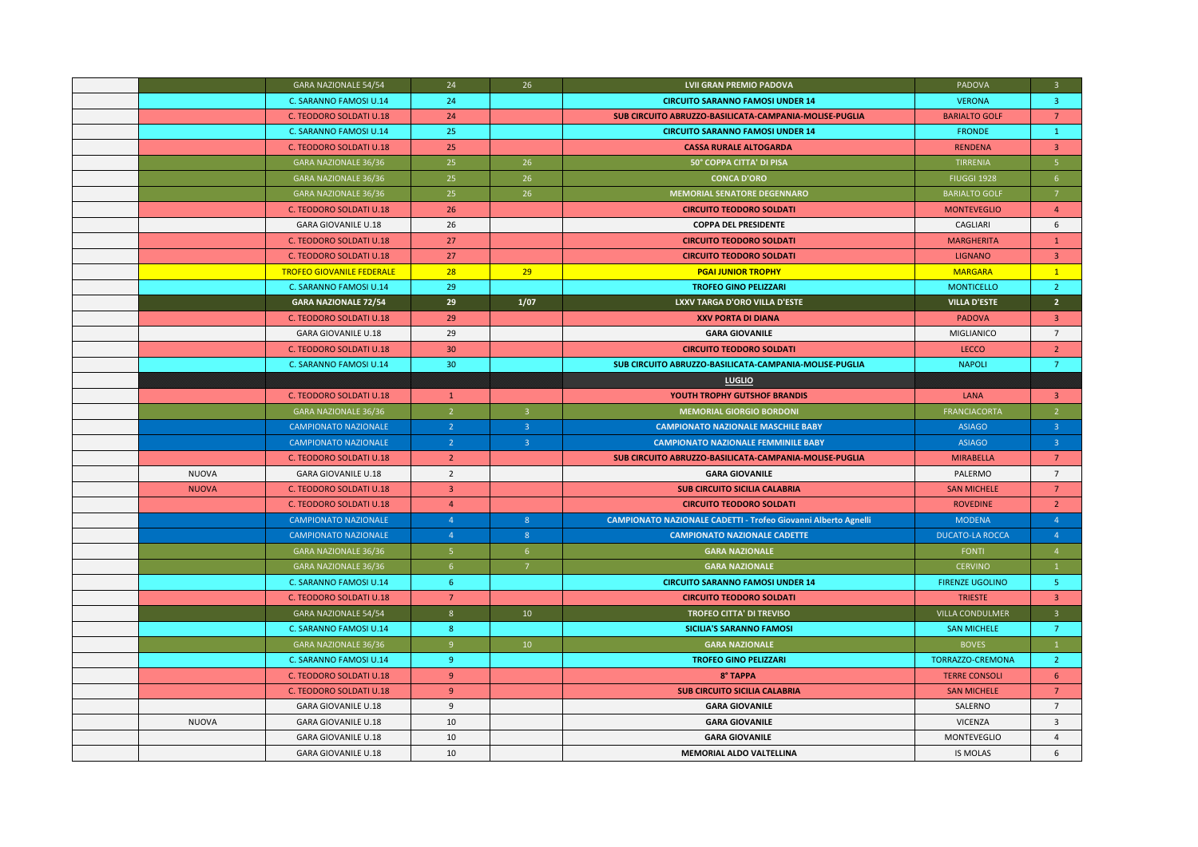| | | | | | | | |
|---|---|---|---|---|---|---|---|
| | | GARA NAZIONALE 54/54 | 24 | 26 | LVII GRAN PREMIO PADOVA | PADOVA | 3 |
| | | C. SARANNO FAMOSI U.14 | 24 | | CIRCUITO SARANNO FAMOSI UNDER 14 | VERONA | 3 |
| | | C. TEODORO SOLDATI U.18 | 24 | | SUB CIRCUITO ABRUZZO-BASILICATA-CAMPANIA-MOLISE-PUGLIA | BARIALTO GOLF | 7 |
| | | C. SARANNO FAMOSI U.14 | 25 | | CIRCUITO SARANNO FAMOSI UNDER 14 | FRONDE | 1 |
| | | C. TEODORO SOLDATI U.18 | 25 | | CASSA RURALE ALTOGARDA | RENDENA | 3 |
| | | GARA NAZIONALE 36/36 | 25 | 26 | 50° COPPA CITTA' DI PISA | TIRRENIA | 5 |
| | | GARA NAZIONALE 36/36 | 25 | 26 | CONCA D'ORO | FIUGGI 1928 | 6 |
| | | GARA NAZIONALE 36/36 | 25 | 26 | MEMORIAL SENATORE DEGENNARO | BARIALTO GOLF | 7 |
| | | C. TEODORO SOLDATI U.18 | 26 | | CIRCUITO TEODORO SOLDATI | MONTEVEGLIO | 4 |
| | | GARA GIOVANILE U.18 | 26 | | COPPA DEL PRESIDENTE | CAGLIARI | 6 |
| | | C. TEODORO SOLDATI U.18 | 27 | | CIRCUITO TEODORO SOLDATI | MARGHERITA | 1 |
| | | C. TEODORO SOLDATI U.18 | 27 | | CIRCUITO TEODORO SOLDATI | LIGNANO | 3 |
| | | TROFEO GIOVANILE FEDERALE | 28 | 29 | PGAI JUNIOR TROPHY | MARGARA | 1 |
| | | C. SARANNO FAMOSI U.14 | 29 | | TROFEO GINO PELIZZARI | MONTICELLO | 2 |
| | | GARA NAZIONALE 72/54 | 29 | 1/07 | LXXV TARGA D'ORO VILLA D'ESTE | VILLA D'ESTE | 2 |
| | | C. TEODORO SOLDATI U.18 | 29 | | XXV PORTA DI DIANA | PADOVA | 3 |
| | | GARA GIOVANILE U.18 | 29 | | GARA GIOVANILE | MIGLIANICO | 7 |
| | | C. TEODORO SOLDATI U.18 | 30 | | CIRCUITO TEODORO SOLDATI | LECCO | 2 |
| | | C. SARANNO FAMOSI U.14 | 30 | | SUB CIRCUITO ABRUZZO-BASILICATA-CAMPANIA-MOLISE-PUGLIA | NAPOLI | 7 |
| | | | | | LUGLIO | | |
| | | C. TEODORO SOLDATI U.18 | 1 | | YOUTH TROPHY GUTSHOF BRANDIS | LANA | 3 |
| | | GARA NAZIONALE 36/36 | 2 | 3 | MEMORIAL GIORGIO BORDONI | FRANCIACORTA | 2 |
| | | CAMPIONATO NAZIONALE | 2 | 3 | CAMPIONATO NAZIONALE MASCHILE BABY | ASIAGO | 3 |
| | | CAMPIONATO NAZIONALE | 2 | 3 | CAMPIONATO NAZIONALE FEMMINILE BABY | ASIAGO | 3 |
| | | C. TEODORO SOLDATI U.18 | 2 | | SUB CIRCUITO ABRUZZO-BASILICATA-CAMPANIA-MOLISE-PUGLIA | MIRABELLA | 7 |
| | NUOVA | GARA GIOVANILE U.18 | 2 | | GARA GIOVANILE | PALERMO | 7 |
| | NUOVA | C. TEODORO SOLDATI U.18 | 3 | | SUB CIRCUITO SICILIA CALABRIA | SAN MICHELE | 7 |
| | | C. TEODORO SOLDATI U.18 | 4 | | CIRCUITO TEODORO SOLDATI | ROVEDINE | 2 |
| | | CAMPIONATO NAZIONALE | 4 | 8 | CAMPIONATO NAZIONALE CADETTI - Trofeo Giovanni Alberto Agnelli | MODENA | 4 |
| | | CAMPIONATO NAZIONALE | 4 | 8 | CAMPIONATO NAZIONALE CADETTE | DUCATO-LA ROCCA | 4 |
| | | GARA NAZIONALE 36/36 | 5 | 6 | GARA NAZIONALE | FONTI | 4 |
| | | GARA NAZIONALE 36/36 | 6 | 7 | GARA NAZIONALE | CERVINO | 1 |
| | | C. SARANNO FAMOSI U.14 | 6 | | CIRCUITO SARANNO FAMOSI UNDER 14 | FIRENZE UGOLINO | 5 |
| | | C. TEODORO SOLDATI U.18 | 7 | | CIRCUITO TEODORO SOLDATI | TRIESTE | 3 |
| | | GARA NAZIONALE 54/54 | 8 | 10 | TROFEO CITTA' DI TREVISO | VILLA CONDULMER | 3 |
| | | C. SARANNO FAMOSI U.14 | 8 | | SICILIA'S SARANNO FAMOSI | SAN MICHELE | 7 |
| | | GARA NAZIONALE 36/36 | 9 | 10 | GARA NAZIONALE | BOVES | 1 |
| | | C. SARANNO FAMOSI U.14 | 9 | | TROFEO GINO PELIZZARI | TORRAZZO-CREMONA | 2 |
| | | C. TEODORO SOLDATI U.18 | 9 | | 8° TAPPA | TERRE CONSOLI | 6 |
| | | C. TEODORO SOLDATI U.18 | 9 | | SUB CIRCUITO SICILIA CALABRIA | SAN MICHELE | 7 |
| | | GARA GIOVANILE U.18 | 9 | | GARA GIOVANILE | SALERNO | 7 |
| | NUOVA | GARA GIOVANILE U.18 | 10 | | GARA GIOVANILE | VICENZA | 3 |
| | | GARA GIOVANILE U.18 | 10 | | GARA GIOVANILE | MONTEVEGLIO | 4 |
| | | GARA GIOVANILE U.18 | 10 | | MEMORIAL ALDO VALTELLINA | IS MOLAS | 6 |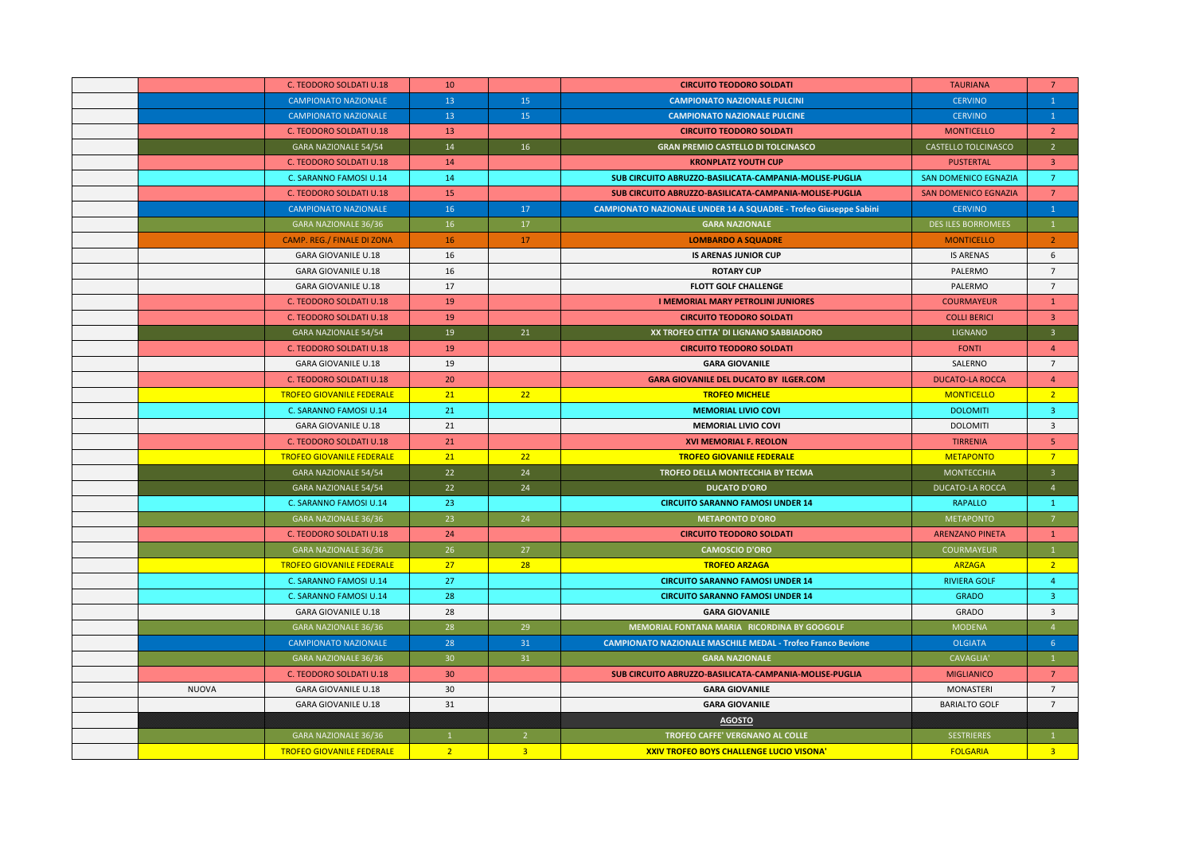| | | | | | | | |
|---|---|---|---|---|---|---|---|
| | | C. TEODORO SOLDATI U.18 | 10 | | CIRCUITO TEODORO SOLDATI | TAURIANA | 7 |
| | | CAMPIONATO NAZIONALE | 13 | 15 | CAMPIONATO NAZIONALE PULCINI | CERVINO | 1 |
| | | CAMPIONATO NAZIONALE | 13 | 15 | CAMPIONATO NAZIONALE PULCINE | CERVINO | 1 |
| | | C. TEODORO SOLDATI U.18 | 13 | | CIRCUITO TEODORO SOLDATI | MONTICELLO | 2 |
| | | GARA NAZIONALE 54/54 | 14 | 16 | GRAN PREMIO CASTELLO DI TOLCINASCO | CASTELLO TOLCINASCO | 2 |
| | | C. TEODORO SOLDATI U.18 | 14 | | KRONPLATZ YOUTH CUP | PUSTERTAL | 3 |
| | | C. SARANNO FAMOSI U.14 | 14 | | SUB CIRCUITO ABRUZZO-BASILICATA-CAMPANIA-MOLISE-PUGLIA | SAN DOMENICO EGNAZIA | 7 |
| | | C. TEODORO SOLDATI U.18 | 15 | | SUB CIRCUITO ABRUZZO-BASILICATA-CAMPANIA-MOLISE-PUGLIA | SAN DOMENICO EGNAZIA | 7 |
| | | CAMPIONATO NAZIONALE | 16 | 17 | CAMPIONATO NAZIONALE UNDER 14 A SQUADRE - Trofeo Giuseppe Sabini | CERVINO | 1 |
| | | GARA NAZIONALE 36/36 | 16 | 17 | GARA NAZIONALE | DES ILES BORROMEES | 1 |
| | | CAMP. REG./ FINALE DI ZONA | 16 | 17 | LOMBARDO A SQUADRE | MONTICELLO | 2 |
| | | GARA GIOVANILE U.18 | 16 | | IS ARENAS JUNIOR CUP | IS ARENAS | 6 |
| | | GARA GIOVANILE U.18 | 16 | | ROTARY CUP | PALERMO | 7 |
| | | GARA GIOVANILE U.18 | 17 | | FLOTT GOLF CHALLENGE | PALERMO | 7 |
| | | C. TEODORO SOLDATI U.18 | 19 | | I MEMORIAL MARY PETROLINI JUNIORES | COURMAYEUR | 1 |
| | | C. TEODORO SOLDATI U.18 | 19 | | CIRCUITO TEODORO SOLDATI | COLLI BERICI | 3 |
| | | GARA NAZIONALE 54/54 | 19 | 21 | XX TROFEO CITTA' DI LIGNANO SABBIADORO | LIGNANO | 3 |
| | | C. TEODORO SOLDATI U.18 | 19 | | CIRCUITO TEODORO SOLDATI | FONTI | 4 |
| | | GARA GIOVANILE U.18 | 19 | | GARA GIOVANILE | SALERNO | 7 |
| | | C. TEODORO SOLDATI U.18 | 20 | | GARA GIOVANILE DEL DUCATO BY ILGER.COM | DUCATO-LA ROCCA | 4 |
| | | TROFEO GIOVANILE FEDERALE | 21 | 22 | TROFEO MICHELE | MONTICELLO | 2 |
| | | C. SARANNO FAMOSI U.14 | 21 | | MEMORIAL LIVIO COVI | DOLOMITI | 3 |
| | | GARA GIOVANILE U.18 | 21 | | MEMORIAL LIVIO COVI | DOLOMITI | 3 |
| | | C. TEODORO SOLDATI U.18 | 21 | | XVI MEMORIAL F. REOLON | TIRRENIA | 5 |
| | | TROFEO GIOVANILE FEDERALE | 21 | 22 | TROFEO GIOVANILE FEDERALE | METAPONTO | 7 |
| | | GARA NAZIONALE 54/54 | 22 | 24 | TROFEO DELLA MONTECCHIA BY TECMA | MONTECCHIA | 3 |
| | | GARA NAZIONALE 54/54 | 22 | 24 | DUCATO D'ORO | DUCATO-LA ROCCA | 4 |
| | | C. SARANNO FAMOSI U.14 | 23 | | CIRCUITO SARANNO FAMOSI UNDER 14 | RAPALLO | 1 |
| | | GARA NAZIONALE 36/36 | 23 | 24 | METAPONTO D'ORO | METAPONTO | 7 |
| | | C. TEODORO SOLDATI U.18 | 24 | | CIRCUITO TEODORO SOLDATI | ARENZANO PINETA | 1 |
| | | GARA NAZIONALE 36/36 | 26 | 27 | CAMOSCIO D'ORO | COURMAYEUR | 1 |
| | | TROFEO GIOVANILE FEDERALE | 27 | 28 | TROFEO ARZAGA | ARZAGA | 2 |
| | | C. SARANNO FAMOSI U.14 | 27 | | CIRCUITO SARANNO FAMOSI UNDER 14 | RIVIERA GOLF | 4 |
| | | C. SARANNO FAMOSI U.14 | 28 | | CIRCUITO SARANNO FAMOSI UNDER 14 | GRADO | 3 |
| | | GARA GIOVANILE U.18 | 28 | | GARA GIOVANILE | GRADO | 3 |
| | | GARA NAZIONALE 36/36 | 28 | 29 | MEMORIAL FONTANA MARIA RICORDINA BY GOOGOLF | MODENA | 4 |
| | | CAMPIONATO NAZIONALE | 28 | 31 | CAMPIONATO NAZIONALE MASCHILE MEDAL - Trofeo Franco Bevione | OLGIATA | 6 |
| | | GARA NAZIONALE 36/36 | 30 | 31 | GARA NAZIONALE | CAVAGLIA' | 1 |
| | | C. TEODORO SOLDATI U.18 | 30 | | SUB CIRCUITO ABRUZZO-BASILICATA-CAMPANIA-MOLISE-PUGLIA | MIGLIANICO | 7 |
| | NUOVA | GARA GIOVANILE U.18 | 30 | | GARA GIOVANILE | MONASTERI | 7 |
| | | GARA GIOVANILE U.18 | 31 | | GARA GIOVANILE | BARIALTO GOLF | 7 |
| | | | | | AGOSTO | | |
| | | GARA NAZIONALE 36/36 | 1 | 2 | TROFEO CAFFE' VERGNANO AL COLLE | SESTRIERES | 1 |
| | | TROFEO GIOVANILE FEDERALE | 2 | 3 | XXIV TROFEO BOYS CHALLENGE LUCIO VISONA' | FOLGARIA | 3 |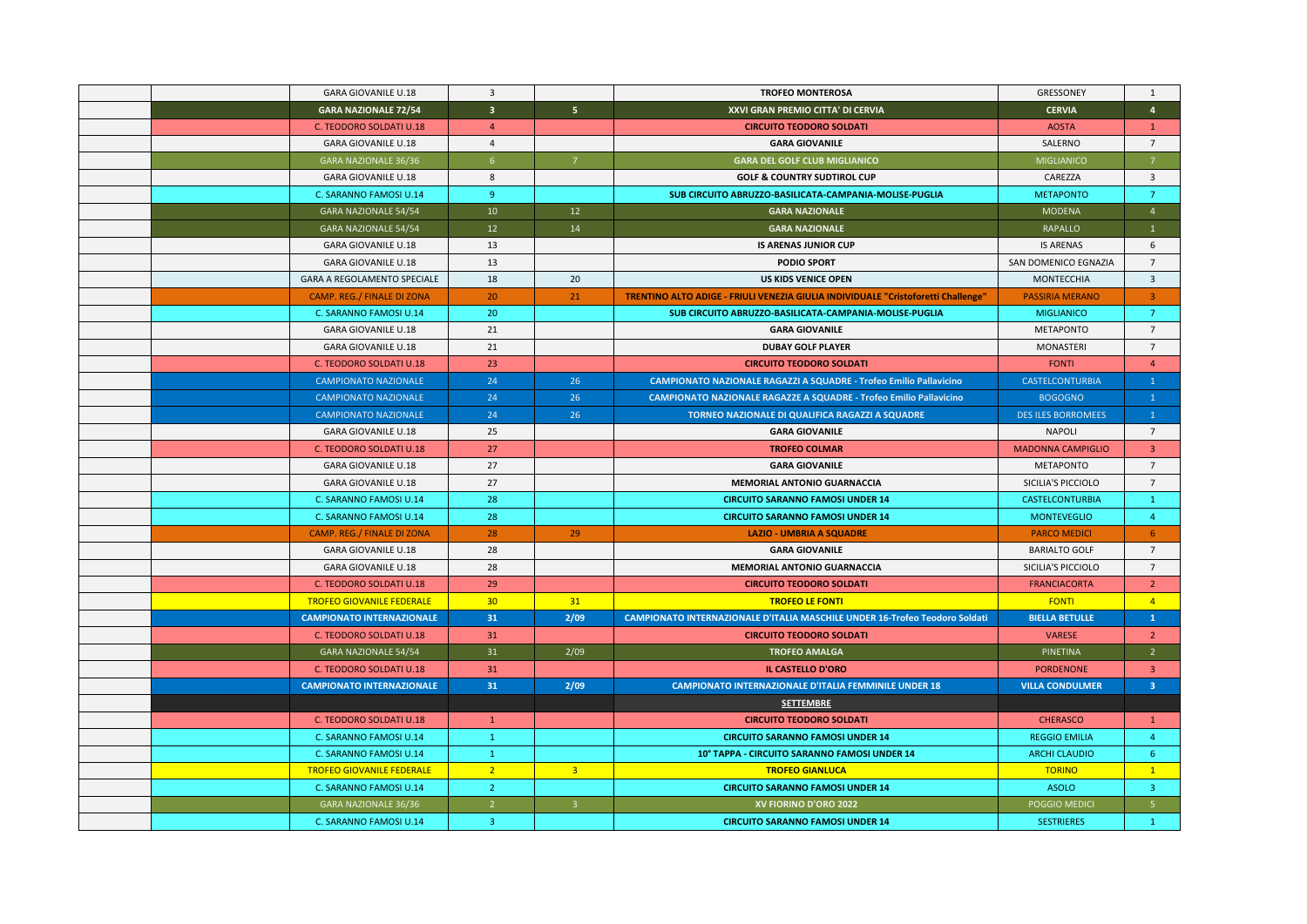| | | | | | | | |
|---|---|---|---|---|---|---|---|
| | | GARA GIOVANILE U.18 | 3 | | TROFEO MONTEROSA | GRESSONEY | 1 |
| | | GARA NAZIONALE 72/54 | 3 | 5 | XXVI GRAN PREMIO CITTA' DI CERVIA | CERVIA | 4 |
| | | C. TEODORO SOLDATI U.18 | 4 | | CIRCUITO TEODORO SOLDATI | AOSTA | 1 |
| | | GARA GIOVANILE U.18 | 4 | | GARA GIOVANILE | SALERNO | 7 |
| | | GARA NAZIONALE 36/36 | 6 | 7 | GARA DEL GOLF CLUB MIGLIANICO | MIGLIANICO | 7 |
| | | GARA GIOVANILE U.18 | 8 | | GOLF & COUNTRY SUDTIROL CUP | CAREZZA | 3 |
| | | C. SARANNO FAMOSI U.14 | 9 | | SUB CIRCUITO ABRUZZO-BASILICATA-CAMPANIA-MOLISE-PUGLIA | METAPONTO | 7 |
| | | GARA NAZIONALE 54/54 | 10 | 12 | GARA NAZIONALE | MODENA | 4 |
| | | GARA NAZIONALE 54/54 | 12 | 14 | GARA NAZIONALE | RAPALLO | 1 |
| | | GARA GIOVANILE U.18 | 13 | | IS ARENAS JUNIOR CUP | IS ARENAS | 6 |
| | | GARA GIOVANILE U.18 | 13 | | PODIO SPORT | SAN DOMENICO EGNAZIA | 7 |
| | | GARA A REGOLAMENTO SPECIALE | 18 | 20 | US KIDS VENICE OPEN | MONTECCHIA | 3 |
| | | CAMP. REG./ FINALE DI ZONA | 20 | 21 | TRENTINO ALTO ADIGE - FRIULI VENEZIA GIULIA INDIVIDUALE "Cristoforetti Challenge" | PASSIRIA MERANO | 3 |
| | | C. SARANNO FAMOSI U.14 | 20 | | SUB CIRCUITO ABRUZZO-BASILICATA-CAMPANIA-MOLISE-PUGLIA | MIGLIANICO | 7 |
| | | GARA GIOVANILE U.18 | 21 | | GARA GIOVANILE | METAPONTO | 7 |
| | | GARA GIOVANILE U.18 | 21 | | DUBAY GOLF PLAYER | MONASTERI | 7 |
| | | C. TEODORO SOLDATI U.18 | 23 | | CIRCUITO TEODORO SOLDATI | FONTI | 4 |
| | | CAMPIONATO NAZIONALE | 24 | 26 | CAMPIONATO NAZIONALE RAGAZZI A SQUADRE - Trofeo Emilio Pallavicino | CASTELCONTURBIA | 1 |
| | | CAMPIONATO NAZIONALE | 24 | 26 | CAMPIONATO NAZIONALE RAGAZZE A SQUADRE - Trofeo Emilio Pallavicino | BOGOGNO | 1 |
| | | CAMPIONATO NAZIONALE | 24 | 26 | TORNEO NAZIONALE DI QUALIFICA RAGAZZI A SQUADRE | DES ILES BORROMEES | 1 |
| | | GARA GIOVANILE U.18 | 25 | | GARA GIOVANILE | NAPOLI | 7 |
| | | C. TEODORO SOLDATI U.18 | 27 | | TROFEO COLMAR | MADONNA CAMPIGLIO | 3 |
| | | GARA GIOVANILE U.18 | 27 | | GARA GIOVANILE | METAPONTO | 7 |
| | | GARA GIOVANILE U.18 | 27 | | MEMORIAL ANTONIO GUARNACCIA | SICILIA'S PICCIOLO | 7 |
| | | C. SARANNO FAMOSI U.14 | 28 | | CIRCUITO SARANNO FAMOSI UNDER 14 | CASTELCONTURBIA | 1 |
| | | C. SARANNO FAMOSI U.14 | 28 | | CIRCUITO SARANNO FAMOSI UNDER 14 | MONTEVEGLIO | 4 |
| | | CAMP. REG./ FINALE DI ZONA | 28 | 29 | LAZIO - UMBRIA A SQUADRE | PARCO MEDICI | 6 |
| | | GARA GIOVANILE U.18 | 28 | | GARA GIOVANILE | BARIALTO GOLF | 7 |
| | | GARA GIOVANILE U.18 | 28 | | MEMORIAL ANTONIO GUARNACCIA | SICILIA'S PICCIOLO | 7 |
| | | C. TEODORO SOLDATI U.18 | 29 | | CIRCUITO TEODORO SOLDATI | FRANCIACORTA | 2 |
| | | TROFEO GIOVANILE FEDERALE | 30 | 31 | TROFEO LE FONTI | FONTI | 4 |
| | | CAMPIONATO INTERNAZIONALE | 31 | 2/09 | CAMPIONATO INTERNAZIONALE D'ITALIA MASCHILE UNDER 16-Trofeo Teodoro Soldati | BIELLA BETULLE | 1 |
| | | C. TEODORO SOLDATI U.18 | 31 | | CIRCUITO TEODORO SOLDATI | VARESE | 2 |
| | | GARA NAZIONALE 54/54 | 31 | 2/09 | TROFEO AMALGA | PINETINA | 2 |
| | | C. TEODORO SOLDATI U.18 | 31 | | IL CASTELLO D'ORO | PORDENONE | 3 |
| | | CAMPIONATO INTERNAZIONALE | 31 | 2/09 | CAMPIONATO INTERNAZIONALE D'ITALIA FEMMINILE UNDER 18 | VILLA CONDULMER | 3 |
| | | | | | SETTEMBRE | | |
| | | C. TEODORO SOLDATI U.18 | 1 | | CIRCUITO TEODORO SOLDATI | CHERASCO | 1 |
| | | C. SARANNO FAMOSI U.14 | 1 | | CIRCUITO SARANNO FAMOSI UNDER 14 | REGGIO EMILIA | 4 |
| | | C. SARANNO FAMOSI U.14 | 1 | | 10° TAPPA - CIRCUITO SARANNO FAMOSI UNDER 14 | ARCHI CLAUDIO | 6 |
| | | TROFEO GIOVANILE FEDERALE | 2 | 3 | TROFEO GIANLUCA | TORINO | 1 |
| | | C. SARANNO FAMOSI U.14 | 2 | | CIRCUITO SARANNO FAMOSI UNDER 14 | ASOLO | 3 |
| | | GARA NAZIONALE 36/36 | 2 | 3 | XV FIORINO D'ORO 2022 | POGGIO MEDICI | 5 |
| | | C. SARANNO FAMOSI U.14 | 3 | | CIRCUITO SARANNO FAMOSI UNDER 14 | SESTRIERES | 1 |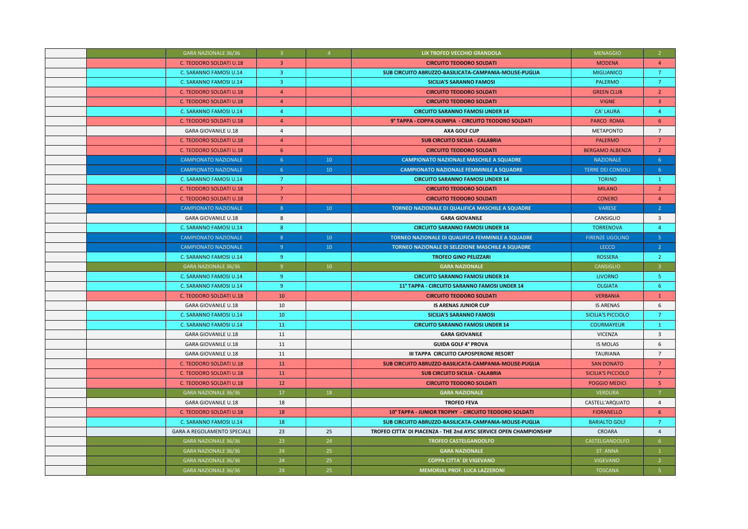| | | | | | | | |
|---|---|---|---|---|---|---|---|
| | | GARA NAZIONALE 36/36 | 3 | 4 | LIX TROFEO VECCHIO GRANDOLA | MENAGGIO | 2 |
| | | C. TEODORO SOLDATI U.18 | 3 | | CIRCUITO TEODORO SOLDATI | MODENA | 4 |
| | | C. SARANNO FAMOSI U.14 | 3 | | SUB CIRCUITO ABRUZZO-BASILICATA-CAMPANIA-MOLISE-PUGLIA | MIGLIANICO | 7 |
| | | C. SARANNO FAMOSI U.14 | 3 | | SICILIA'S SARANNO FAMOSI | PALERMO | 7 |
| | | C. TEODORO SOLDATI U.18 | 4 | | CIRCUITO TEODORO SOLDATI | GREEN CLUB | 2 |
| | | C. TEODORO SOLDATI U.18 | 4 | | CIRCUITO TEODORO SOLDATI | VIGNE | 3 |
| | | C. SARANNO FAMOSI U.14 | 4 | | CIRCUITO SARANNO FAMOSI UNDER 14 | CA' LAURA | 4 |
| | | C. TEODORO SOLDATI U.18 | 4 | | 9° TAPPA - COPPA OLIMPIA - CIRCUITO TEODORO SOLDATI | PARCO ROMA | 6 |
| | | GARA GIOVANILE U.18 | 4 | | AXA GOLF CUP | METAPONTO | 7 |
| | | C. TEODORO SOLDATI U.18 | 4 | | SUB CIRCUITO SICILIA - CALABRIA | PALERMO | 7 |
| | | C. TEODORO SOLDATI U.18 | 6 | | CIRCUITO TEODORO SOLDATI | BERGAMO ALBENZA | 2 |
| | | CAMPIONATO NAZIONALE | 6 | 10 | CAMPIONATO NAZIONALE MASCHILE A SQUADRE | NAZIONALE | 6 |
| | | CAMPIONATO NAZIONALE | 6 | 10 | CAMPIONATO NAZIONALE FEMMINILE A SQUADRE | TERRE DEI CONSOLI | 6 |
| | | C. SARANNO FAMOSI U.14 | 7 | | CIRCUITO SARANNO FAMOSI UNDER 14 | TORINO | 1 |
| | | C. TEODORO SOLDATI U.18 | 7 | | CIRCUITO TEODORO SOLDATI | MILANO | 2 |
| | | C. TEODORO SOLDATI U.18 | 7 | | CIRCUITO TEODORO SOLDATI | CONERO | 4 |
| | | CAMPIONATO NAZIONALE | 8 | 10 | TORNEO NAZIONALE DI QUALIFICA MASCHILE A SQUADRE | VARESE | 2 |
| | | GARA GIOVANILE U.18 | 8 | | GARA GIOVANILE | CANSIGLIO | 3 |
| | | C. SARANNO FAMOSI U.14 | 8 | | CIRCUITO SARANNO FAMOSI UNDER 14 | TORRENOVA | 4 |
| | | CAMPIONATO NAZIONALE | 8 | 10 | TORNEO NAZIONALE DI QUALIFICA FEMMINILE A SQUADRE | FIRENZE UGOLINO | 5 |
| | | CAMPIONATO NAZIONALE | 9 | 10 | TORNEO NAZIONALE DI SELEZIONE MASCHILE A SQUADRE | LECCO | 2 |
| | | C. SARANNO FAMOSI U.14 | 9 | | TROFEO GINO PELIZZARI | ROSSERA | 2 |
| | | GARA NAZIONALE 36/36 | 9 | 10 | GARA NAZIONALE | CANSIGLIO | 3 |
| | | C. SARANNO FAMOSI U.14 | 9 | | CIRCUITO SARANNO FAMOSI UNDER 14 | LIVORNO | 5 |
| | | C. SARANNO FAMOSI U.14 | 9 | | 11° TAPPA - CIRCUITO SARANNO FAMOSI UNDER 14 | OLGIATA | 6 |
| | | C. TEODORO SOLDATI U.18 | 10 | | CIRCUITO TEODORO SOLDATI | VERBANIA | 1 |
| | | GARA GIOVANILE U.18 | 10 | | IS ARENAS JUNIOR CUP | IS ARENAS | 6 |
| | | C. SARANNO FAMOSI U.14 | 10 | | SICILIA'S SARANNO FAMOSI | SICILIA'S PICCIOLO | 7 |
| | | C. SARANNO FAMOSI U.14 | 11 | | CIRCUITO SARANNO FAMOSI UNDER 14 | COURMAYEUR | 1 |
| | | GARA GIOVANILE U.18 | 11 | | GARA GIOVANILE | VICENZA | 3 |
| | | GARA GIOVANILE U.18 | 11 | | GUIDA GOLF 4° PROVA | IS MOLAS | 6 |
| | | GARA GIOVANILE U.18 | 11 | | III TAPPA CIRCUITO CAPOSPERONE RESORT | TAURIANA | 7 |
| | | C. TEODORO SOLDATI U.18 | 11 | | SUB CIRCUITO ABRUZZO-BASILICATA-CAMPANIA-MOLISE-PUGLIA | SAN DONATO | 7 |
| | | C. TEODORO SOLDATI U.18 | 11 | | SUB CIRCUITO SICILIA - CALABRIA | SICILIA'S PICCIOLO | 7 |
| | | C. TEODORO SOLDATI U.18 | 12 | | CIRCUITO TEODORO SOLDATI | POGGIO MEDICI | 5 |
| | | GARA NAZIONALE 36/36 | 17 | 18 | GARA NAZIONALE | VERDURA | 7 |
| | | GARA GIOVANILE U.18 | 18 | | TROFEO FEVA | CASTELL'ARQUATO | 4 |
| | | C. TEODORO SOLDATI U.18 | 18 | | 10° TAPPA - JUNIOR TROPHY - CIRCUITO TEODORO SOLDATI | FIORANELLO | 6 |
| | | C. SARANNO FAMOSI U.14 | 18 | | SUB CIRCUITO ABRUZZO-BASILICATA-CAMPANIA-MOLISE-PUGLIA | BARIALTO GOLF | 7 |
| | | GARA A REGOLAMENTO SPECIALE | 23 | 25 | TROFEO CITTA' DI PIACENZA - THE 2nd AYSC SERVICE OPEN CHAMPIONSHIP | CROARA | 4 |
| | | GARA NAZIONALE 36/36 | 23 | 24 | TROFEO CASTELGANDOLFO | CASTELGANDOLFO | 6 |
| | | GARA NAZIONALE 36/36 | 24 | 25 | GARA NAZIONALE | ST. ANNA | 1 |
| | | GARA NAZIONALE 36/36 | 24 | 25 | COPPA CITTA' DI VIGEVANO | VIGEVANO | 2 |
| | | GARA NAZIONALE 36/36 | 24 | 25 | MEMORIAL PROF. LUCA LAZZERONI | TOSCANA | 5 |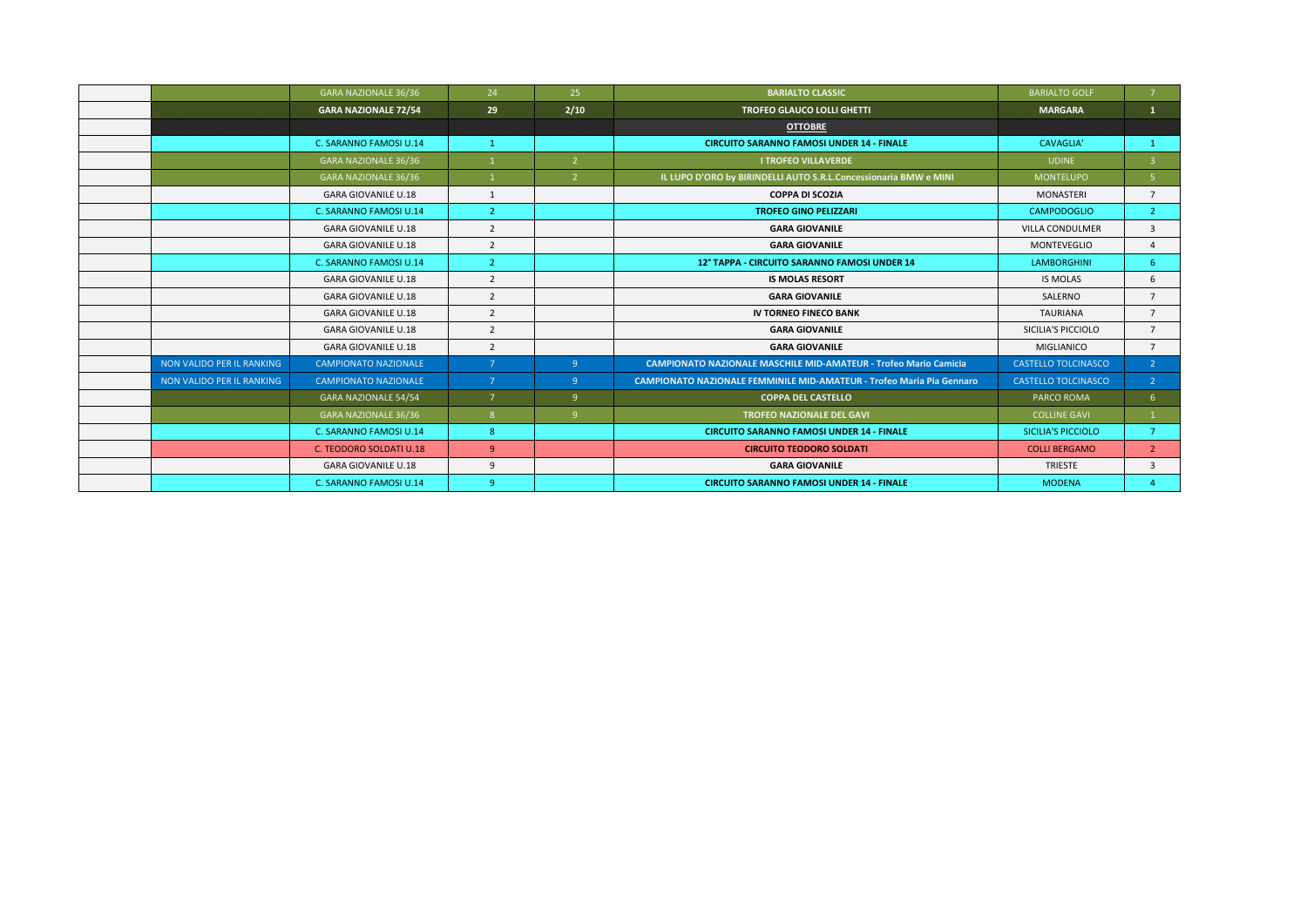| | | | | | | | |
|---|---|---|---|---|---|---|---|
| | | GARA NAZIONALE 36/36 | 24 | 25 | BARIALTO CLASSIC | BARIALTO GOLF | 7 |
| | | **GARA NAZIONALE 72/54** | **29** | **2/10** | **TROFEO GLAUCO LOLLI GHETTI** | **MARGARA** | **1** |
| | | | | | **OTTOBRE** | | |
| | | C. SARANNO FAMOSI U.14 | 1 | | **CIRCUITO SARANNO FAMOSI UNDER 14 - FINALE** | CAVAGLIA' | 1 |
| | | GARA NAZIONALE 36/36 | 1 | 2 | **I TROFEO VILLAVERDE** | UDINE | 3 |
| | | GARA NAZIONALE 36/36 | 1 | 2 | **IL LUPO D'ORO by BIRINDELLI AUTO S.R.L.Concessionaria BMW e MINI** | MONTELUPO | 5 |
| | | GARA GIOVANILE U.18 | 1 | | **COPPA DI SCOZIA** | MONASTERI | 7 |
| | | C. SARANNO FAMOSI U.14 | 2 | | **TROFEO GINO PELIZZARI** | CAMPODOGLIO | 2 |
| | | GARA GIOVANILE U.18 | 2 | | **GARA GIOVANILE** | VILLA CONDULMER | 3 |
| | | GARA GIOVANILE U.18 | 2 | | **GARA GIOVANILE** | MONTEVEGLIO | 4 |
| | | C. SARANNO FAMOSI U.14 | 2 | | **12° TAPPA - CIRCUITO SARANNO FAMOSI UNDER 14** | LAMBORGHINI | 6 |
| | | GARA GIOVANILE U.18 | 2 | | **IS MOLAS RESORT** | IS MOLAS | 6 |
| | | GARA GIOVANILE U.18 | 2 | | **GARA GIOVANILE** | SALERNO | 7 |
| | | GARA GIOVANILE U.18 | 2 | | **IV TORNEO FINECO BANK** | TAURIANA | 7 |
| | | GARA GIOVANILE U.18 | 2 | | **GARA GIOVANILE** | SICILIA'S PICCIOLO | 7 |
| | | GARA GIOVANILE U.18 | 2 | | **GARA GIOVANILE** | MIGLIANICO | 7 |
| | NON VALIDO PER IL RANKING | CAMPIONATO NAZIONALE | 7 | 9 | **CAMPIONATO NAZIONALE MASCHILE MID-AMATEUR - Trofeo Mario Camicia** | CASTELLO TOLCINASCO | 2 |
| | NON VALIDO PER IL RANKING | CAMPIONATO NAZIONALE | 7 | 9 | **CAMPIONATO NAZIONALE FEMMINILE MID-AMATEUR - Trofeo Maria Pia Gennaro** | CASTELLO TOLCINASCO | 2 |
| | | GARA NAZIONALE 54/54 | 7 | 9 | **COPPA DEL CASTELLO** | PARCO ROMA | 6 |
| | | GARA NAZIONALE 36/36 | 8 | 9 | **TROFEO NAZIONALE DEL GAVI** | COLLINE GAVI | 1 |
| | | C. SARANNO FAMOSI U.14 | 8 | | **CIRCUITO SARANNO FAMOSI UNDER 14 - FINALE** | SICILIA'S PICCIOLO | 7 |
| | | C. TEODORO SOLDATI U.18 | 9 | | **CIRCUITO TEODORO SOLDATI** | COLLI BERGAMO | 2 |
| | | GARA GIOVANILE U.18 | 9 | | **GARA GIOVANILE** | TRIESTE | 3 |
| | | C. SARANNO FAMOSI U.14 | 9 | | **CIRCUITO SARANNO FAMOSI UNDER 14 - FINALE** | MODENA | 4 |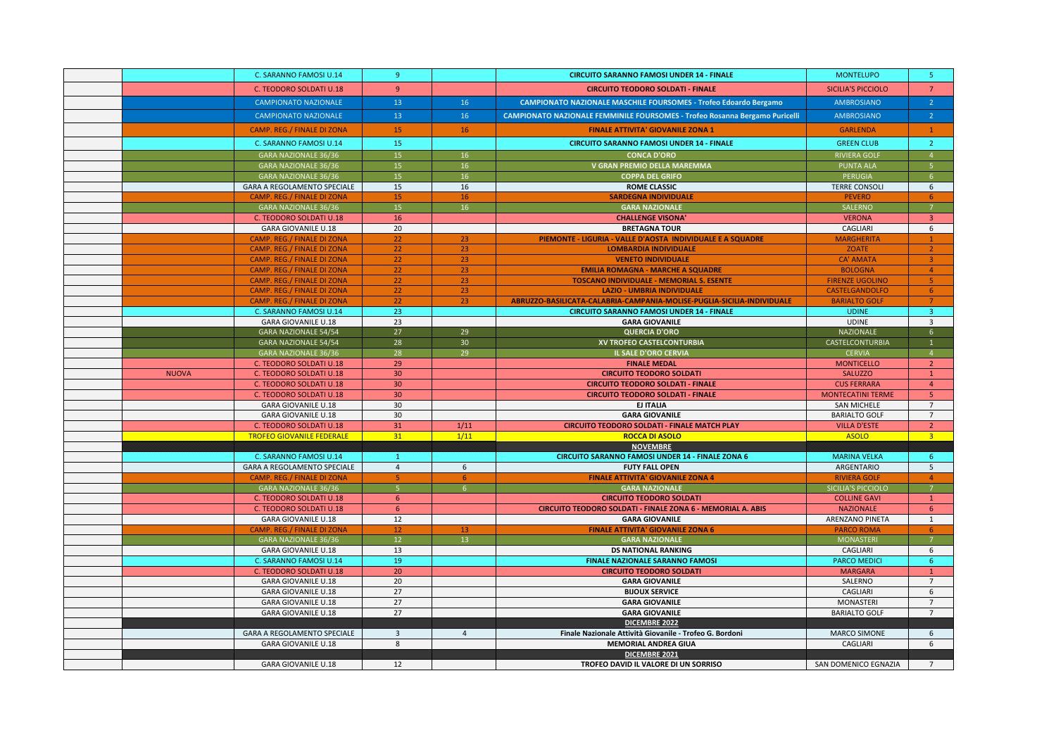| | | | | | | | |
|---|---|---|---|---|---|---|---|
| | | C. SARANNO FAMOSI U.14 | 9 | | CIRCUITO SARANNO FAMOSI UNDER 14 - FINALE | MONTELUPO | 5 |
| | | C. TEODORO SOLDATI U.18 | 9 | | CIRCUITO TEODORO SOLDATI - FINALE | SICILIA'S PICCIOLO | 7 |
| | | CAMPIONATO NAZIONALE | 13 | 16 | CAMPIONATO NAZIONALE MASCHILE FOURSOMES - Trofeo Edoardo Bergamo | AMBROSIANO | 2 |
| | | CAMPIONATO NAZIONALE | 13 | 16 | CAMPIONATO NAZIONALE FEMMINILE FOURSOMES - Trofeo Rosanna Bergamo Puricelli | AMBROSIANO | 2 |
| | | CAMP. REG./ FINALE DI ZONA | 15 | 16 | FINALE ATTIVITA' GIOVANILE ZONA 1 | GARLENDA | 1 |
| | | C. SARANNO FAMOSI U.14 | 15 | | CIRCUITO SARANNO FAMOSI UNDER 14 - FINALE | GREEN CLUB | 2 |
| | | GARA NAZIONALE 36/36 | 15 | 16 | CONCA D'ORO | RIVIERA GOLF | 4 |
| | | GARA NAZIONALE 36/36 | 15 | 16 | V GRAN PREMIO DELLA MAREMMA | PUNTA ALA | 5 |
| | | GARA NAZIONALE 36/36 | 15 | 16 | COPPA DEL GRIFO | PERUGIA | 6 |
| | | GARA A REGOLAMENTO SPECIALE | 15 | 16 | ROME CLASSIC | TERRE CONSOLI | 6 |
| | | CAMP. REG./ FINALE DI ZONA | 15 | 16 | SARDEGNA INDIVIDUALE | PEVERO | 6 |
| | | GARA NAZIONALE 36/36 | 15 | 16 | GARA NAZIONALE | SALERNO | 7 |
| | | C. TEODORO SOLDATI U.18 | 16 | | CHALLENGE VISONA' | VERONA | 3 |
| | | GARA GIOVANILE U.18 | 20 | | BRETAGNA TOUR | CAGLIARI | 6 |
| | | CAMP. REG./ FINALE DI ZONA | 22 | 23 | PIEMONTE - LIGURIA - VALLE D'AOSTA INDIVIDUALE E A SQUADRE | MARGHERITA | 1 |
| | | CAMP. REG./ FINALE DI ZONA | 22 | 23 | LOMBARDIA INDIVIDUALE | ZOATE | 2 |
| | | CAMP. REG./ FINALE DI ZONA | 22 | 23 | VENETO INDIVIDUALE | CA' AMATA | 3 |
| | | CAMP. REG./ FINALE DI ZONA | 22 | 23 | EMILIA ROMAGNA - MARCHE A SQUADRE | BOLOGNA | 4 |
| | | CAMP. REG./ FINALE DI ZONA | 22 | 23 | TOSCANO INDIVIDUALE - MEMORIAL S. ESENTE | FIRENZE UGOLINO | 5 |
| | | CAMP. REG./ FINALE DI ZONA | 22 | 23 | LAZIO - UMBRIA INDIVIDUALE | CASTELGANDOLFO | 6 |
| | | CAMP. REG./ FINALE DI ZONA | 22 | 23 | ABRUZZO-BASILICATA-CALABRIA-CAMPANIA-MOLISE-PUGLIA-SICILIA-INDIVIDUALE | BARIALTO GOLF | 7 |
| | | C. SARANNO FAMOSI U.14 | 23 | | CIRCUITO SARANNO FAMOSI UNDER 14 - FINALE | UDINE | 3 |
| | | GARA GIOVANILE U.18 | 23 | | GARA GIOVANILE | UDINE | 3 |
| | | GARA NAZIONALE 54/54 | 27 | 29 | QUERCIA D'ORO | NAZIONALE | 6 |
| | | GARA NAZIONALE 54/54 | 28 | 30 | XV TROFEO CASTELCONTURBIA | CASTELCONTURBIA | 1 |
| | | GARA NAZIONALE 36/36 | 28 | 29 | IL SALE D'ORO CERVIA | CERVIA | 4 |
| | | C. TEODORO SOLDATI U.18 | 29 | | FINALE MEDAL | MONTICELLO | 2 |
| | NUOVA | C. TEODORO SOLDATI U.18 | 30 | | CIRCUITO TEODORO SOLDATI | SALUZZO | 1 |
| | | C. TEODORO SOLDATI U.18 | 30 | | CIRCUITO TEODORO SOLDATI - FINALE | CUS FERRARA | 4 |
| | | C. TEODORO SOLDATI U.18 | 30 | | CIRCUITO TEODORO SOLDATI - FINALE | MONTECATINI TERME | 5 |
| | | GARA GIOVANILE U.18 | 30 | | EJ ITALIA | SAN MICHELE | 7 |
| | | GARA GIOVANILE U.18 | 30 | | GARA GIOVANILE | BARIALTO GOLF | 7 |
| | | C. TEODORO SOLDATI U.18 | 31 | 1/11 | CIRCUITO TEODORO SOLDATI - FINALE MATCH PLAY | VILLA D'ESTE | 2 |
| | | TROFEO GIOVANILE FEDERALE | 31 | 1/11 | ROCCA DI ASOLO | ASOLO | 3 |
| | | | | | NOVEMBRE | | |
| | | C. SARANNO FAMOSI U.14 | 1 | | CIRCUITO SARANNO FAMOSI UNDER 14 - FINALE ZONA 6 | MARINA VELKA | 6 |
| | | GARA A REGOLAMENTO SPECIALE | 4 | 6 | FUTY FALL OPEN | ARGENTARIO | 5 |
| | | CAMP. REG./ FINALE DI ZONA | 5 | 6 | FINALE ATTIVITA' GIOVANILE ZONA 4 | RIVIERA GOLF | 4 |
| | | GARA NAZIONALE 36/36 | 5 | 6 | GARA NAZIONALE | SICILIA'S PICCIOLO | 7 |
| | | C. TEODORO SOLDATI U.18 | 6 | | CIRCUITO TEODORO SOLDATI | COLLINE GAVI | 1 |
| | | C. TEODORO SOLDATI U.18 | 6 | | CIRCUITO TEODORO SOLDATI - FINALE ZONA 6 - MEMORIAL A. ABIS | NAZIONALE | 6 |
| | | GARA GIOVANILE U.18 | 12 | | GARA GIOVANILE | ARENZANO PINETA | 1 |
| | | CAMP. REG./ FINALE DI ZONA | 12 | 13 | FINALE ATTIVITA' GIOVANILE ZONA 6 | PARCO ROMA | 6 |
| | | GARA NAZIONALE 36/36 | 12 | 13 | GARA NAZIONALE | MONASTERI | 7 |
| | | GARA GIOVANILE U.18 | 13 | | DS NATIONAL RANKING | CAGLIARI | 6 |
| | | C. SARANNO FAMOSI U.14 | 19 | | FINALE NAZIONALE SARANNO FAMOSI | PARCO MEDICI | 6 |
| | | C. TEODORO SOLDATI U.18 | 20 | | CIRCUITO TEODORO SOLDATI | MARGARA | 1 |
| | | GARA GIOVANILE U.18 | 20 | | GARA GIOVANILE | SALERNO | 7 |
| | | GARA GIOVANILE U.18 | 27 | | BIJOUX SERVICE | CAGLIARI | 6 |
| | | GARA GIOVANILE U.18 | 27 | | GARA GIOVANILE | MONASTERI | 7 |
| | | GARA GIOVANILE U.18 | 27 | | GARA GIOVANILE | BARIALTO GOLF | 7 |
| | | | | | DICEMBRE 2022 | | |
| | | GARA A REGOLAMENTO SPECIALE | 3 | 4 | Finale Nazionale Attività Giovanile - Trofeo G. Bordoni | MARCO SIMONE | 6 |
| | | GARA GIOVANILE U.18 | 8 | | MEMORIAL ANDREA GIUA | CAGLIARI | 6 |
| | | | | | DICEMBRE 2021 | | |
| | | GARA GIOVANILE U.18 | 12 | | TROFEO DAVID IL VALORE DI UN SORRISO | SAN DOMENICO EGNAZIA | 7 |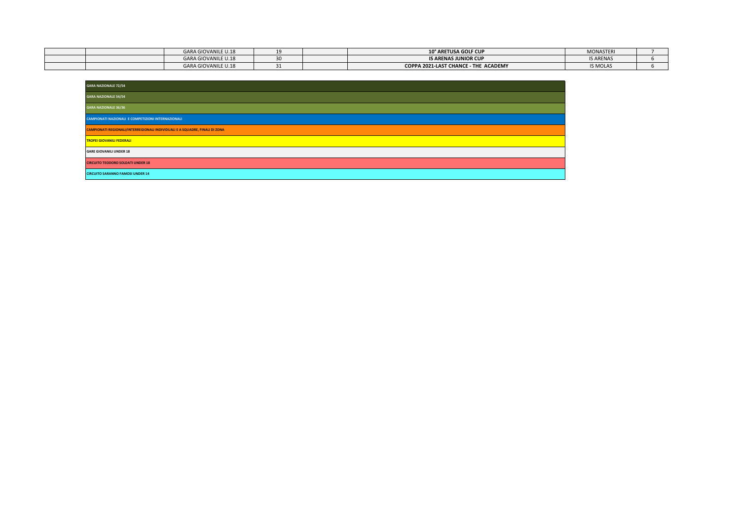| | | | | | | | |
|---|---|---|---|---|---|---|---|
| | | GARA GIOVANILE U.18 | 19 | | **10° ARETUSA GOLF CUP** | MONASTERI | 7 |
| | | GARA GIOVANILE U.18 | 30 | | **IS ARENAS JUNIOR CUP** | IS ARENAS | 6 |
| | | GARA GIOVANILE U.18 | 31 | | **COPPA 2021-LAST CHANCE - THE ACADEMY** | IS MOLAS | 6 |

| |
|---|
| **GARA NAZIONALE 72/54** |
| **GARA NAZIONALE 54/54** |
| **GARA NAZIONALE 36/36** |
| **CAMPIONATI NAZIONALI E COMPETIZIONI INTERNAZIONALI** |
| **CAMPIONATI REGIONALI/INTERREGIONALI INDIVIDUALI E A SQUADRE, FINALI DI ZONA** |
| **TROFEI GIOVANILI FEDERALI** |
| **GARE GIOVANILI UNDER 18** |
| **CIRCUITO TEODORO SOLDATI UNDER 18** |
| **CIRCUITO SARANNO FAMOSI UNDER 14** |